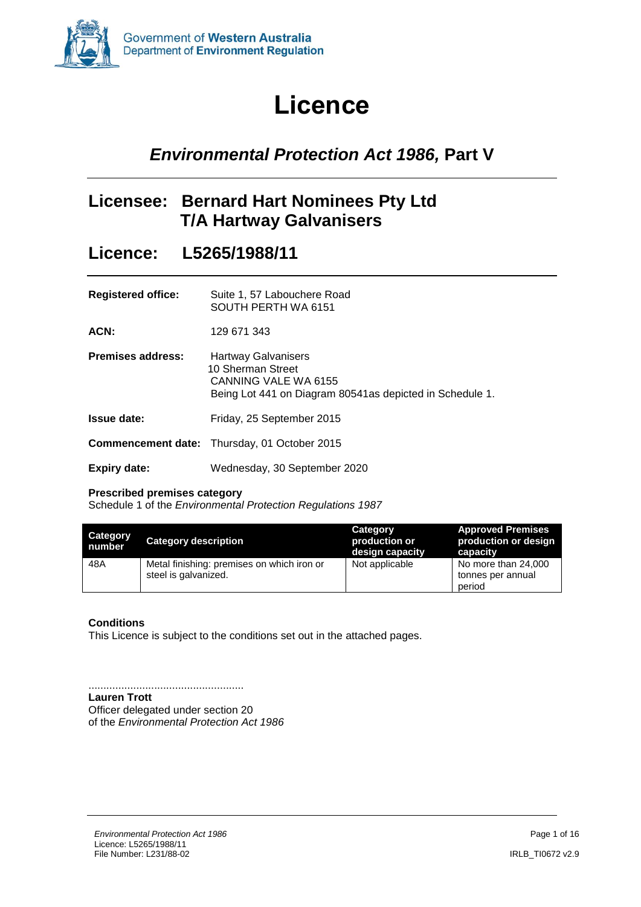Government of **Western Australia**
Department of **Environment Regulation**

# Licence

## *Environmental Protection Act 1986*, Part V

## Licensee: Bernard Hart Nominees Pty Ltd T/A Hartway Galvanisers

## Licence: L5265/1988/11

**Registered office:** Suite 1, 57 Labouchere Road
SOUTH PERTH WA 6151

**ACN:** 129 671 343

**Premises address:** Hartway Galvanisers
10 Sherman Street
CANNING VALE WA 6155
Being Lot 441 on Diagram 80541as depicted in Schedule 1.

**Issue date:** Friday, 25 September 2015

**Commencement date:** Thursday, 01 October 2015

**Expiry date:** Wednesday, 30 September 2020

**Prescribed premises category**
Schedule 1 of the *Environmental Protection Regulations 1987*

| Category number | Category description | Category production or design capacity | Approved Premises production or design capacity |
|---|---|---|---|
| 48A | Metal finishing: premises on which iron or steel is galvanized. | Not applicable | No more than 24,000 tonnes per annual period |

**Conditions**
This Licence is subject to the conditions set out in the attached pages.

....................................................
**Lauren Trott**
Officer delegated under section 20
of the *Environmental Protection Act 1986*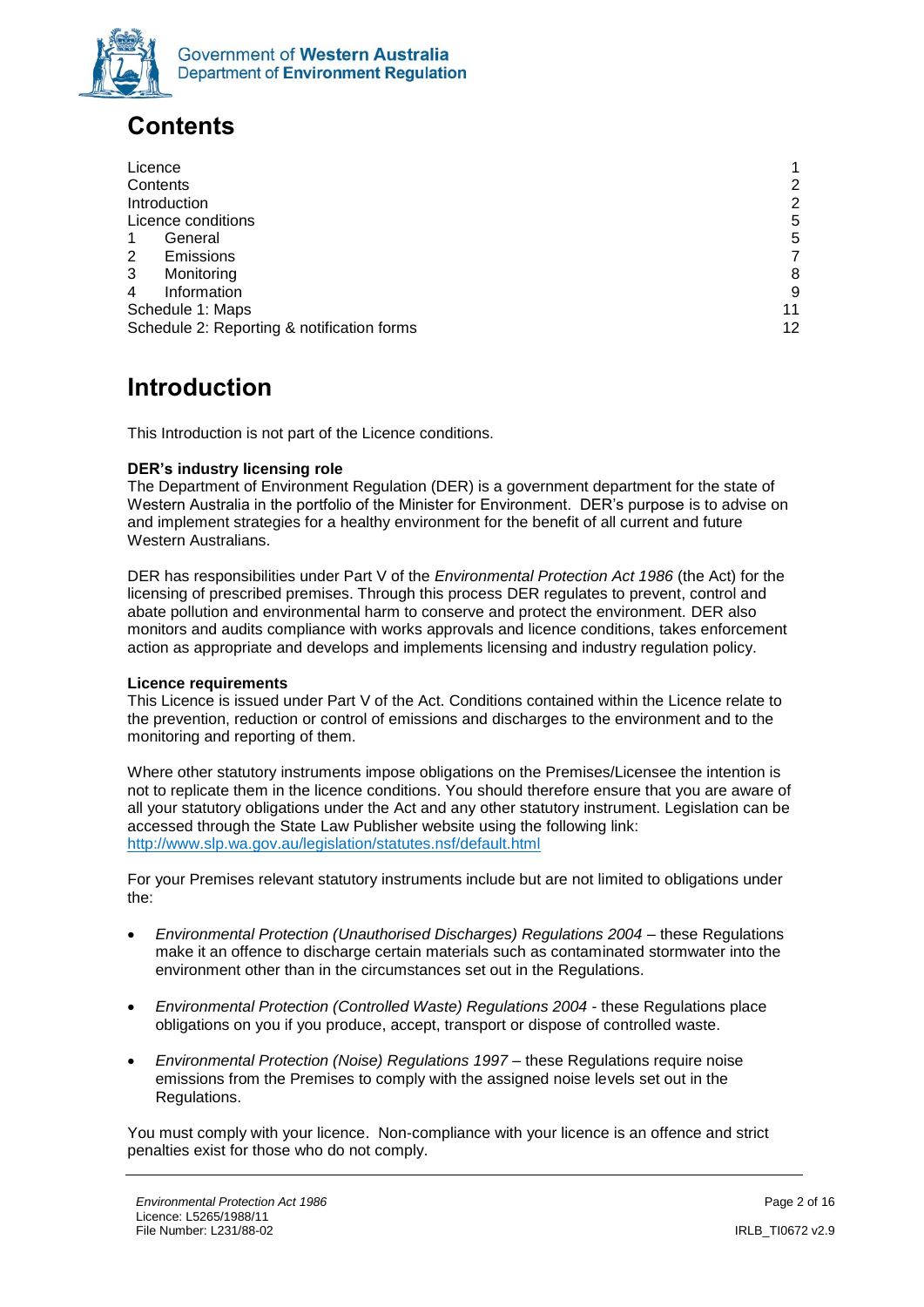# Contents

| | |
|---|---|
| Licence | 1 |
| Contents | 2 |
| Introduction | 2 |
| Licence conditions | 5 |
| 1 General | 5 |
| 2 Emissions | 7 |
| 3 Monitoring | 8 |
| 4 Information | 9 |
| Schedule 1: Maps | 11 |
| Schedule 2: Reporting & notification forms | 12 |

# Introduction

This Introduction is not part of the Licence conditions.

**DER's industry licensing role**
The Department of Environment Regulation (DER) is a government department for the state of Western Australia in the portfolio of the Minister for Environment. DER's purpose is to advise on and implement strategies for a healthy environment for the benefit of all current and future Western Australians.

DER has responsibilities under Part V of the *Environmental Protection Act 1986* (the Act) for the licensing of prescribed premises. Through this process DER regulates to prevent, control and abate pollution and environmental harm to conserve and protect the environment. DER also monitors and audits compliance with works approvals and licence conditions, takes enforcement action as appropriate and develops and implements licensing and industry regulation policy.

**Licence requirements**
This Licence is issued under Part V of the Act. Conditions contained within the Licence relate to the prevention, reduction or control of emissions and discharges to the environment and to the monitoring and reporting of them.

Where other statutory instruments impose obligations on the Premises/Licensee the intention is not to replicate them in the licence conditions. You should therefore ensure that you are aware of all your statutory obligations under the Act and any other statutory instrument. Legislation can be accessed through the State Law Publisher website using the following link: http://www.slp.wa.gov.au/legislation/statutes.nsf/default.html

For your Premises relevant statutory instruments include but are not limited to obligations under the:

- *Environmental Protection (Unauthorised Discharges) Regulations 2004* – these Regulations make it an offence to discharge certain materials such as contaminated stormwater into the environment other than in the circumstances set out in the Regulations.
- *Environmental Protection (Controlled Waste) Regulations 2004* - these Regulations place obligations on you if you produce, accept, transport or dispose of controlled waste.
- *Environmental Protection (Noise) Regulations 1997* – these Regulations require noise emissions from the Premises to comply with the assigned noise levels set out in the Regulations.

You must comply with your licence. Non-compliance with your licence is an offence and strict penalties exist for those who do not comply.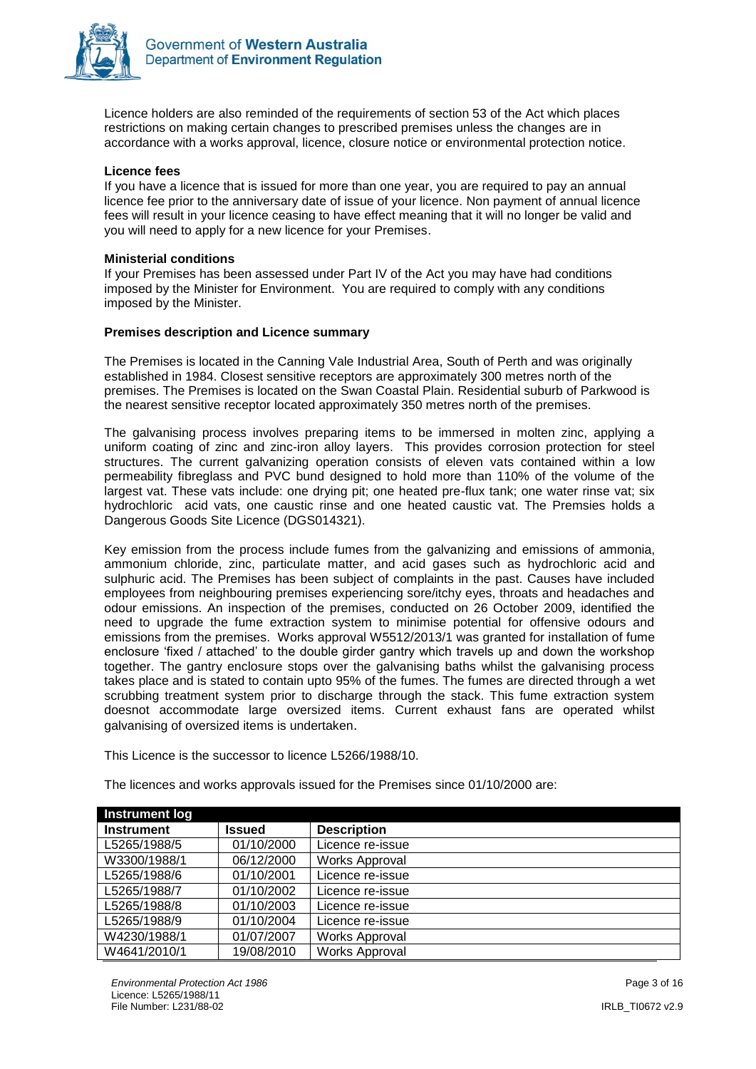Licence holders are also reminded of the requirements of section 53 of the Act which places restrictions on making certain changes to prescribed premises unless the changes are in accordance with a works approval, licence, closure notice or environmental protection notice.

**Licence fees**

If you have a licence that is issued for more than one year, you are required to pay an annual licence fee prior to the anniversary date of issue of your licence. Non payment of annual licence fees will result in your licence ceasing to have effect meaning that it will no longer be valid and you will need to apply for a new licence for your Premises.

**Ministerial conditions**

If your Premises has been assessed under Part IV of the Act you may have had conditions imposed by the Minister for Environment. You are required to comply with any conditions imposed by the Minister.

**Premises description and Licence summary**

The Premises is located in the Canning Vale Industrial Area, South of Perth and was originally established in 1984. Closest sensitive receptors are approximately 300 metres north of the premises. The Premises is located on the Swan Coastal Plain. Residential suburb of Parkwood is the nearest sensitive receptor located approximately 350 metres north of the premises.

The galvanising process involves preparing items to be immersed in molten zinc, applying a uniform coating of zinc and zinc-iron alloy layers. This provides corrosion protection for steel structures. The current galvanizing operation consists of eleven vats contained within a low permeability fibreglass and PVC bund designed to hold more than 110% of the volume of the largest vat. These vats include: one drying pit; one heated pre-flux tank; one water rinse vat; six hydrochloric acid vats, one caustic rinse and one heated caustic vat. The Premsies holds a Dangerous Goods Site Licence (DGS014321).

Key emission from the process include fumes from the galvanizing and emissions of ammonia, ammonium chloride, zinc, particulate matter, and acid gases such as hydrochloric acid and sulphuric acid. The Premises has been subject of complaints in the past. Causes have included employees from neighbouring premises experiencing sore/itchy eyes, throats and headaches and odour emissions. An inspection of the premises, conducted on 26 October 2009, identified the need to upgrade the fume extraction system to minimise potential for offensive odours and emissions from the premises. Works approval W5512/2013/1 was granted for installation of fume enclosure 'fixed / attached' to the double girder gantry which travels up and down the workshop together. The gantry enclosure stops over the galvanising baths whilst the galvanising process takes place and is stated to contain upto 95% of the fumes. The fumes are directed through a wet scrubbing treatment system prior to discharge through the stack. This fume extraction system doesnot accommodate large oversized items. Current exhaust fans are operated whilst galvanising of oversized items is undertaken.

This Licence is the successor to licence L5266/1988/10.

The licences and works approvals issued for the Premises since 01/10/2000 are:

| **Instrument log** | | |
|---|---|---|
| **Instrument** | **Issued** | **Description** |
| L5265/1988/5 | 01/10/2000 | Licence re-issue |
| W3300/1988/1 | 06/12/2000 | Works Approval |
| L5265/1988/6 | 01/10/2001 | Licence re-issue |
| L5265/1988/7 | 01/10/2002 | Licence re-issue |
| L5265/1988/8 | 01/10/2003 | Licence re-issue |
| L5265/1988/9 | 01/10/2004 | Licence re-issue |
| W4230/1988/1 | 01/07/2007 | Works Approval |
| W4641/2010/1 | 19/08/2010 | Works Approval |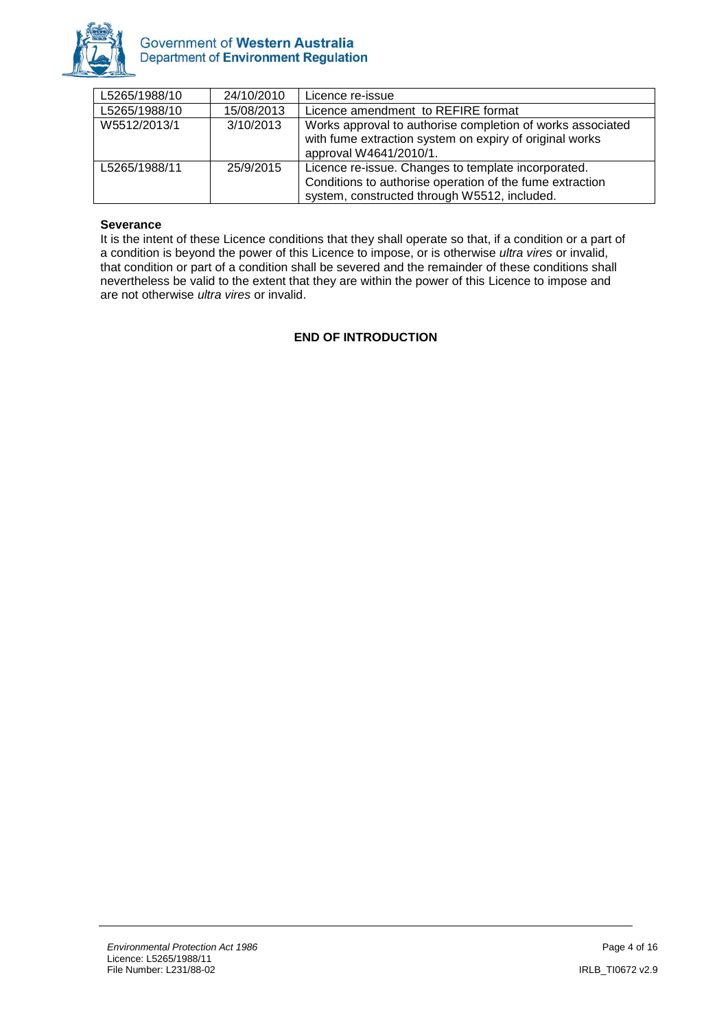| L5265/1988/10 | 24/10/2010 | Licence re-issue |
|---|---|---|
| L5265/1988/10 | 15/08/2013 | Licence amendment to REFIRE format |
| W5512/2013/1 | 3/10/2013 | Works approval to authorise completion of works associated with fume extraction system on expiry of original works approval W4641/2010/1. |
| L5265/1988/11 | 25/9/2015 | Licence re-issue. Changes to template incorporated. Conditions to authorise operation of the fume extraction system, constructed through W5512, included. |

**Severance**

It is the intent of these Licence conditions that they shall operate so that, if a condition or a part of a condition is beyond the power of this Licence to impose, or is otherwise *ultra vires* or invalid, that condition or part of a condition shall be severed and the remainder of these conditions shall nevertheless be valid to the extent that they are within the power of this Licence to impose and are not otherwise *ultra vires* or invalid.

**END OF INTRODUCTION**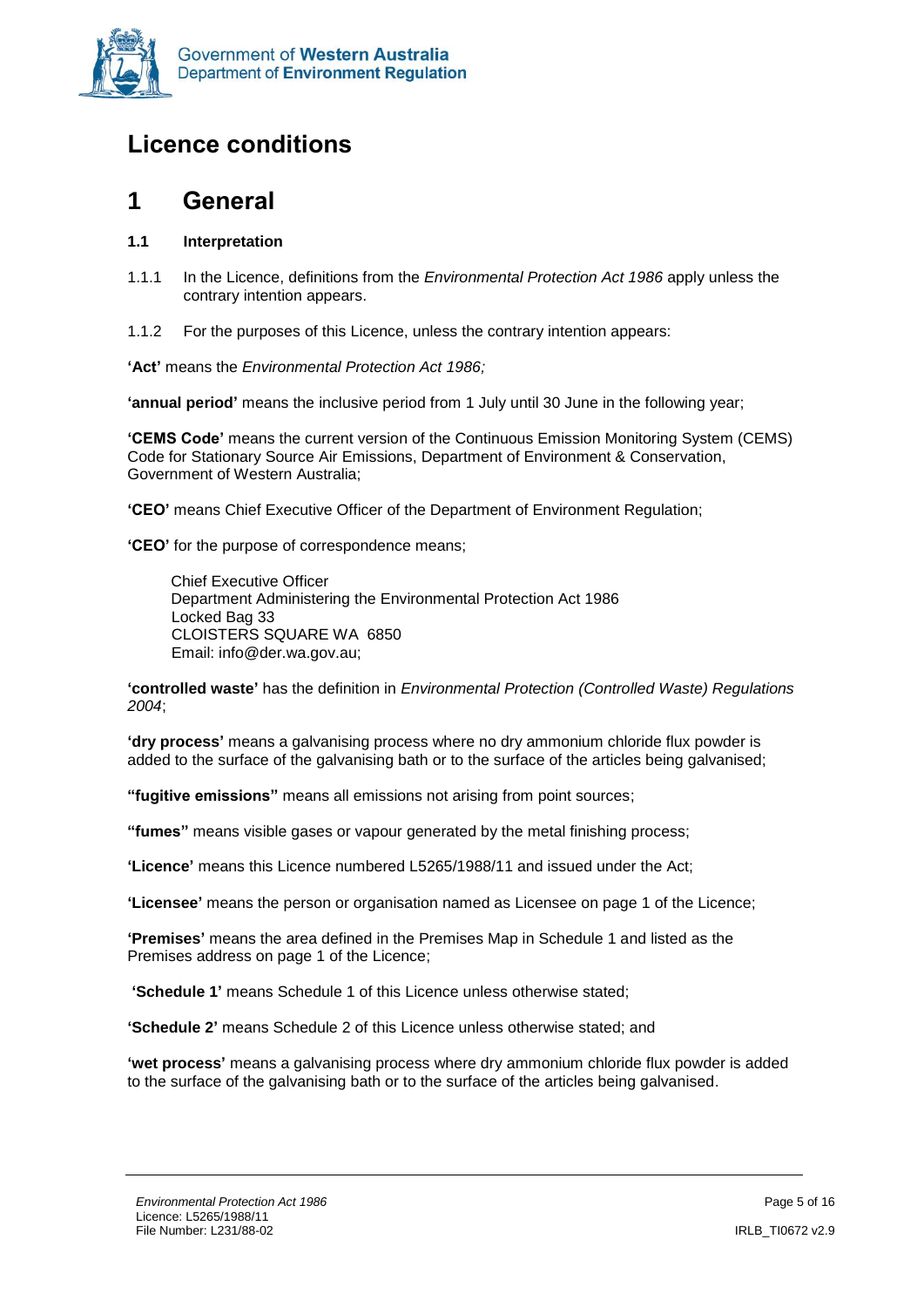# Licence conditions

## 1 General

### 1.1 Interpretation

1.1.1 In the Licence, definitions from the *Environmental Protection Act 1986* apply unless the contrary intention appears.

1.1.2 For the purposes of this Licence, unless the contrary intention appears:

**'Act'** means the *Environmental Protection Act 1986;*

**'annual period'** means the inclusive period from 1 July until 30 June in the following year;

**'CEMS Code'** means the current version of the Continuous Emission Monitoring System (CEMS) Code for Stationary Source Air Emissions, Department of Environment & Conservation, Government of Western Australia;

**'CEO'** means Chief Executive Officer of the Department of Environment Regulation;

**'CEO'** for the purpose of correspondence means;

> Chief Executive Officer
> Department Administering the Environmental Protection Act 1986
> Locked Bag 33
> CLOISTERS SQUARE WA 6850
> Email: info@der.wa.gov.au;

**'controlled waste'** has the definition in *Environmental Protection (Controlled Waste) Regulations 2004*;

**'dry process'** means a galvanising process where no dry ammonium chloride flux powder is added to the surface of the galvanising bath or to the surface of the articles being galvanised;

**"fugitive emissions"** means all emissions not arising from point sources;

**"fumes"** means visible gases or vapour generated by the metal finishing process;

**'Licence'** means this Licence numbered L5265/1988/11 and issued under the Act;

**'Licensee'** means the person or organisation named as Licensee on page 1 of the Licence;

**'Premises'** means the area defined in the Premises Map in Schedule 1 and listed as the Premises address on page 1 of the Licence;

**'Schedule 1'** means Schedule 1 of this Licence unless otherwise stated;

**'Schedule 2'** means Schedule 2 of this Licence unless otherwise stated; and

**'wet process'** means a galvanising process where dry ammonium chloride flux powder is added to the surface of the galvanising bath or to the surface of the articles being galvanised.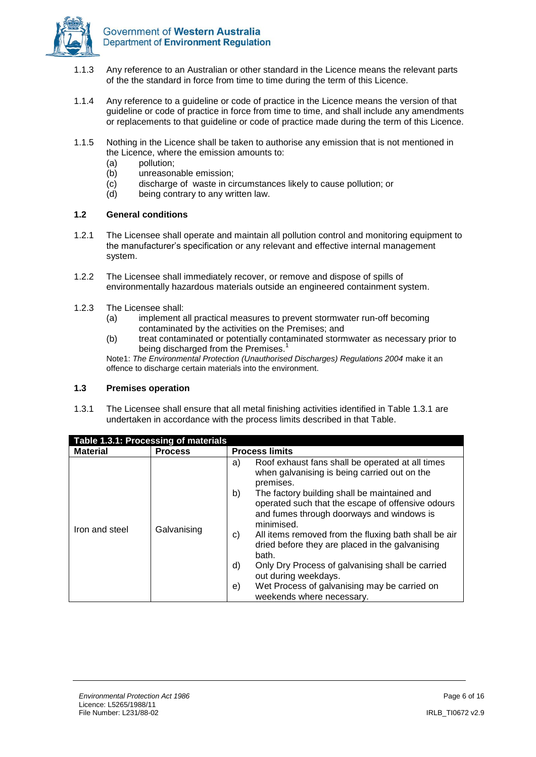1.1.3 Any reference to an Australian or other standard in the Licence means the relevant parts of the the standard in force from time to time during the term of this Licence.

1.1.4 Any reference to a guideline or code of practice in the Licence means the version of that guideline or code of practice in force from time to time, and shall include any amendments or replacements to that guideline or code of practice made during the term of this Licence.

1.1.5 Nothing in the Licence shall be taken to authorise any emission that is not mentioned in the Licence, where the emission amounts to:
- (a) pollution;
- (b) unreasonable emission;
- (c) discharge of waste in circumstances likely to cause pollution; or
- (d) being contrary to any written law.

### 1.2 General conditions

1.2.1 The Licensee shall operate and maintain all pollution control and monitoring equipment to the manufacturer's specification or any relevant and effective internal management system.

1.2.2 The Licensee shall immediately recover, or remove and dispose of spills of environmentally hazardous materials outside an engineered containment system.

1.2.3 The Licensee shall:
- (a) implement all practical measures to prevent stormwater run-off becoming contaminated by the activities on the Premises; and
- (b) treat contaminated or potentially contaminated stormwater as necessary prior to being discharged from the Premises.[1]

Note1: *The Environmental Protection (Unauthorised Discharges) Regulations 2004* make it an offence to discharge certain materials into the environment.

### 1.3 Premises operation

1.3.1 The Licensee shall ensure that all metal finishing activities identified in Table 1.3.1 are undertaken in accordance with the process limits described in that Table.

**Table 1.3.1: Processing of materials**

| Material | Process | Process limits |
|---|---|---|
| Iron and steel | Galvanising | a) Roof exhaust fans shall be operated at all times when galvanising is being carried out on the premises.<br>b) The factory building shall be maintained and operated such that the escape of offensive odours and fumes through doorways and windows is minimised.<br>c) All items removed from the fluxing bath shall be air dried before they are placed in the galvanising bath.<br>d) Only Dry Process of galvanising shall be carried out during weekdays.<br>e) Wet Process of galvanising may be carried on weekends where necessary. |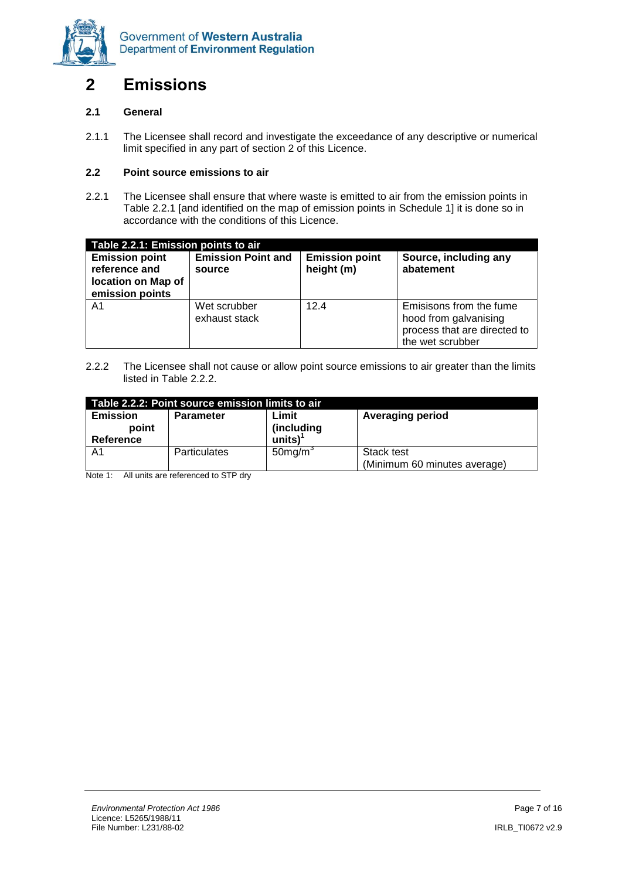# 2 Emissions

### 2.1 General

2.1.1 The Licensee shall record and investigate the exceedance of any descriptive or numerical limit specified in any part of section 2 of this Licence.

### 2.2 Point source emissions to air

2.2.1 The Licensee shall ensure that where waste is emitted to air from the emission points in Table 2.2.1 [and identified on the map of emission points in Schedule 1] it is done so in accordance with the conditions of this Licence.

**Table 2.2.1: Emission points to air**

| Emission point reference and location on Map of emission points | Emission Point and source | Emission point height (m) | Source, including any abatement |
|---|---|---|---|
| A1 | Wet scrubber exhaust stack | 12.4 | Emisisons from the fume hood from galvanising process that are directed to the wet scrubber |

2.2.2 The Licensee shall not cause or allow point source emissions to air greater than the limits listed in Table 2.2.2.

**Table 2.2.2: Point source emission limits to air**

| Emission point Reference | Parameter | Limit (including units)[1] | Averaging period |
|---|---|---|---|
| A1 | Particulates | 50mg/m$^3$ | Stack test (Minimum 60 minutes average) |

Note 1: All units are referenced to STP dry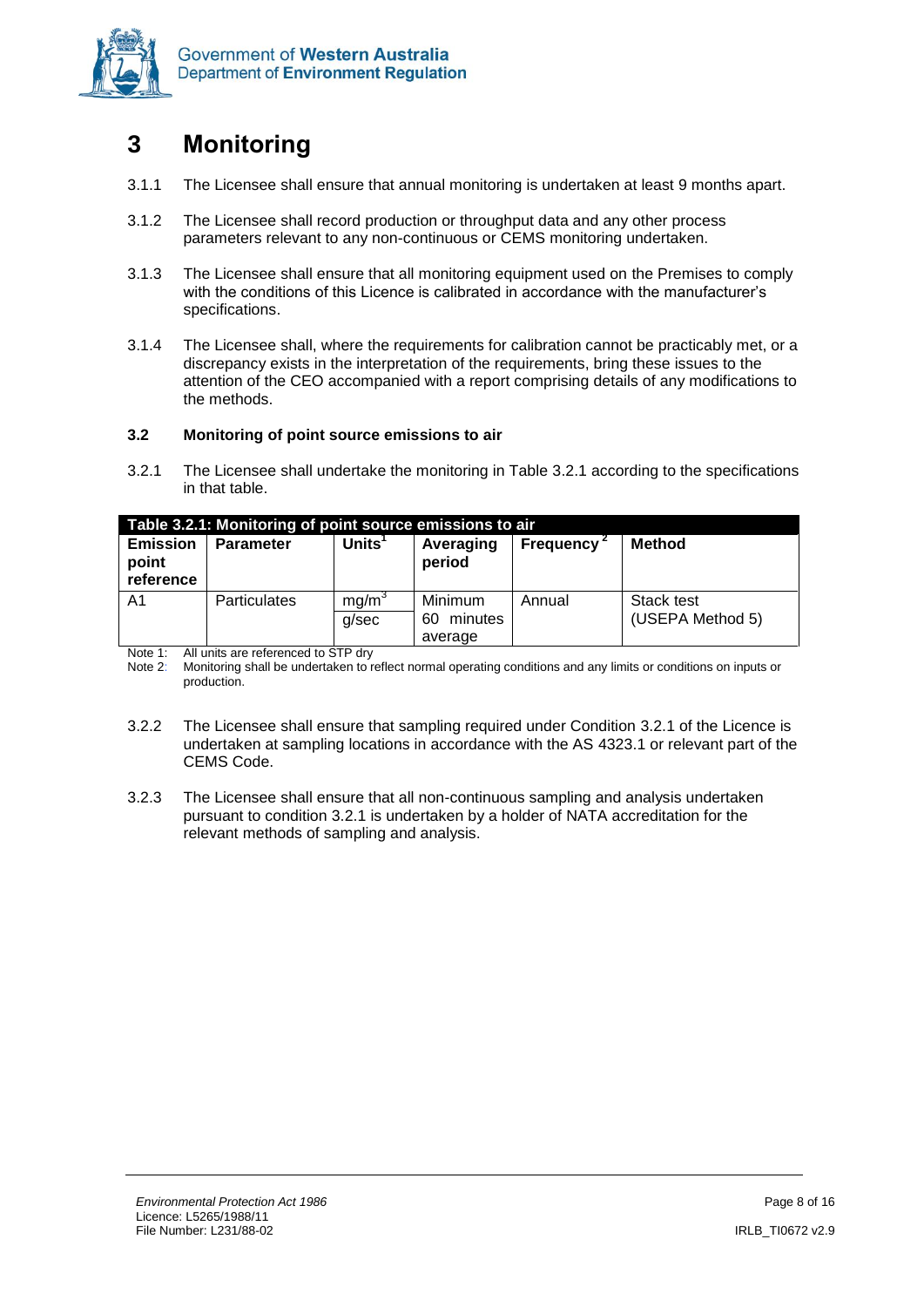# 3 Monitoring

3.1.1 The Licensee shall ensure that annual monitoring is undertaken at least 9 months apart.

3.1.2 The Licensee shall record production or throughput data and any other process parameters relevant to any non-continuous or CEMS monitoring undertaken.

3.1.3 The Licensee shall ensure that all monitoring equipment used on the Premises to comply with the conditions of this Licence is calibrated in accordance with the manufacturer's specifications.

3.1.4 The Licensee shall, where the requirements for calibration cannot be practicably met, or a discrepancy exists in the interpretation of the requirements, bring these issues to the attention of the CEO accompanied with a report comprising details of any modifications to the methods.

### 3.2 Monitoring of point source emissions to air

3.2.1 The Licensee shall undertake the monitoring in Table 3.2.1 according to the specifications in that table.

| Table 3.2.1: Monitoring of point source emissions to air | | | | | |
|---|---|---|---|---|---|
| **Emission point reference** | **Parameter** | **Units**[1] | **Averaging period** | **Frequency**[2] | **Method** |
| A1 | Particulates | $mg/m^3$<br>g/sec | Minimum 60 minutes average | Annual | Stack test (USEPA Method 5) |

Note 1: All units are referenced to STP dry

Note 2: Monitoring shall be undertaken to reflect normal operating conditions and any limits or conditions on inputs or production.

3.2.2 The Licensee shall ensure that sampling required under Condition 3.2.1 of the Licence is undertaken at sampling locations in accordance with the AS 4323.1 or relevant part of the CEMS Code.

3.2.3 The Licensee shall ensure that all non-continuous sampling and analysis undertaken pursuant to condition 3.2.1 is undertaken by a holder of NATA accreditation for the relevant methods of sampling and analysis.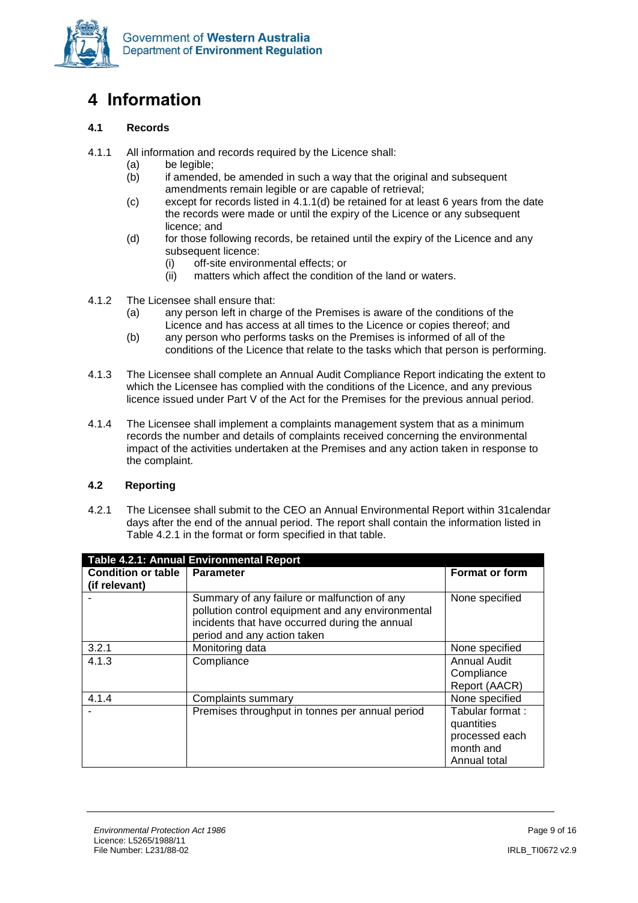# 4 Information

### 4.1 Records

4.1.1 All information and records required by the Licence shall:

- (a) be legible;
- (b) if amended, be amended in such a way that the original and subsequent amendments remain legible or are capable of retrieval;
- (c) except for records listed in 4.1.1(d) be retained for at least 6 years from the date the records were made or until the expiry of the Licence or any subsequent licence; and
- (d) for those following records, be retained until the expiry of the Licence and any subsequent licence:
  - (i) off-site environmental effects; or
  - (ii) matters which affect the condition of the land or waters.

4.1.2 The Licensee shall ensure that:

- (a) any person left in charge of the Premises is aware of the conditions of the Licence and has access at all times to the Licence or copies thereof; and
- (b) any person who performs tasks on the Premises is informed of all of the conditions of the Licence that relate to the tasks which that person is performing.

4.1.3 The Licensee shall complete an Annual Audit Compliance Report indicating the extent to which the Licensee has complied with the conditions of the Licence, and any previous licence issued under Part V of the Act for the Premises for the previous annual period.

4.1.4 The Licensee shall implement a complaints management system that as a minimum records the number and details of complaints received concerning the environmental impact of the activities undertaken at the Premises and any action taken in response to the complaint.

### 4.2 Reporting

4.2.1 The Licensee shall submit to the CEO an Annual Environmental Report within 31calendar days after the end of the annual period. The report shall contain the information listed in Table 4.2.1 in the format or form specified in that table.

**Table 4.2.1: Annual Environmental Report**

| Condition or table (if relevant) | Parameter | Format or form |
|---|---|---|
| - | Summary of any failure or malfunction of any pollution control equipment and any environmental incidents that have occurred during the annual period and any action taken | None specified |
| 3.2.1 | Monitoring data | None specified |
| 4.1.3 | Compliance | Annual Audit Compliance Report (AACR) |
| 4.1.4 | Complaints summary | None specified |
| - | Premises throughput in tonnes per annual period | Tabular format : quantities processed each month and Annual total |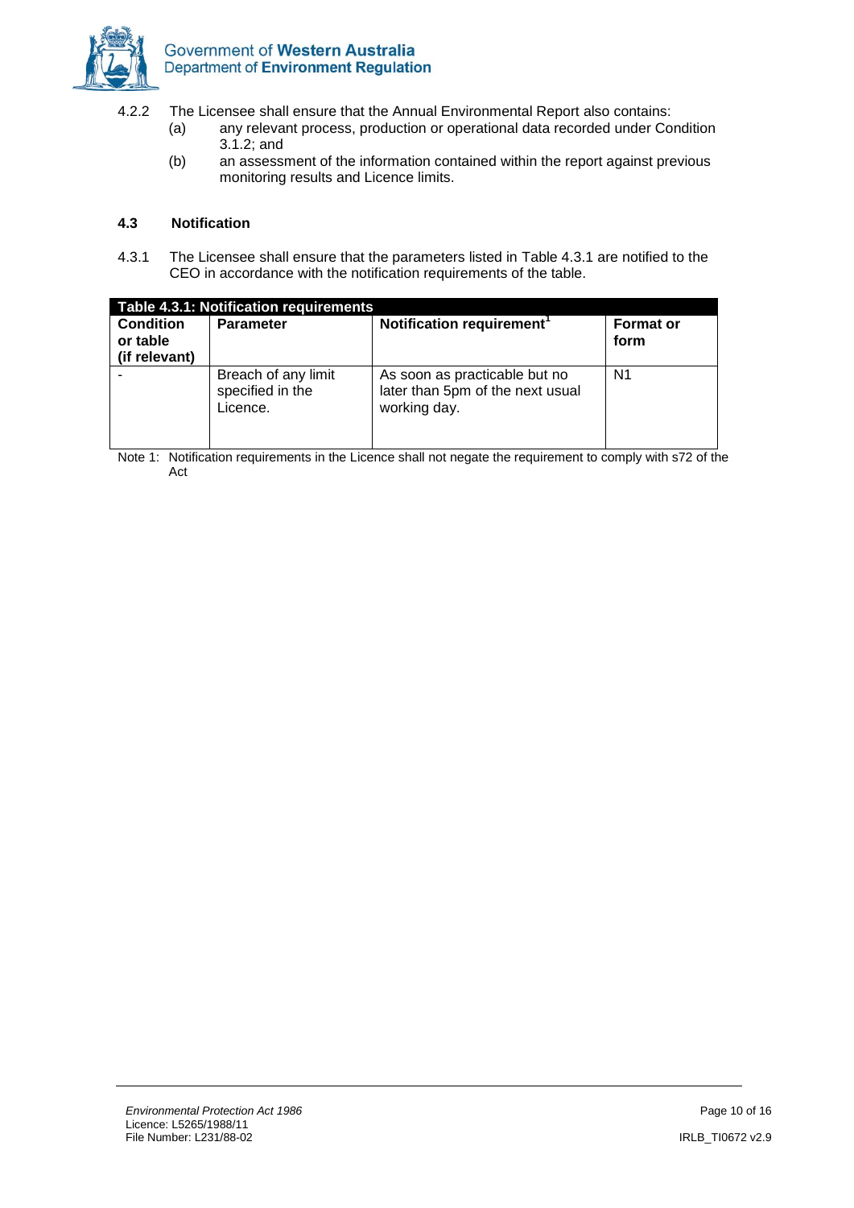4.2.2 The Licensee shall ensure that the Annual Environmental Report also contains:

(a) any relevant process, production or operational data recorded under Condition 3.1.2; and

(b) an assessment of the information contained within the report against previous monitoring results and Licence limits.

### 4.3 Notification

4.3.1 The Licensee shall ensure that the parameters listed in Table 4.3.1 are notified to the CEO in accordance with the notification requirements of the table.

| Table 4.3.1: Notification requirements | | | |
|---|---|---|---|
| **Condition or table (if relevant)** | **Parameter** | **Notification requirement[1]** | **Format or form** |
| - | Breach of any limit specified in the Licence. | As soon as practicable but no later than 5pm of the next usual working day. | N1 |

Note 1: Notification requirements in the Licence shall not negate the requirement to comply with s72 of the Act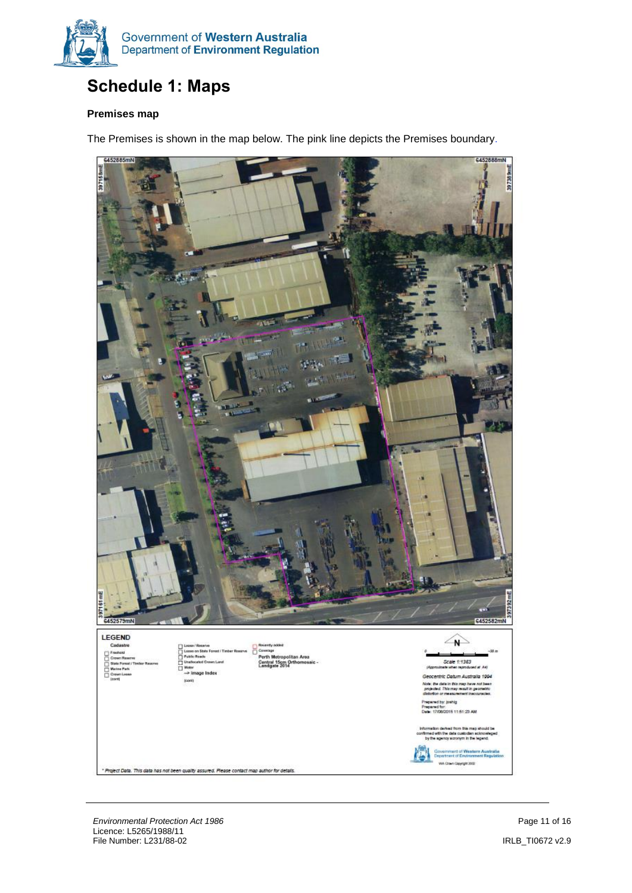# Schedule 1: Maps

### Premises map

The Premises is shown in the map below. The pink line depicts the Premises boundary.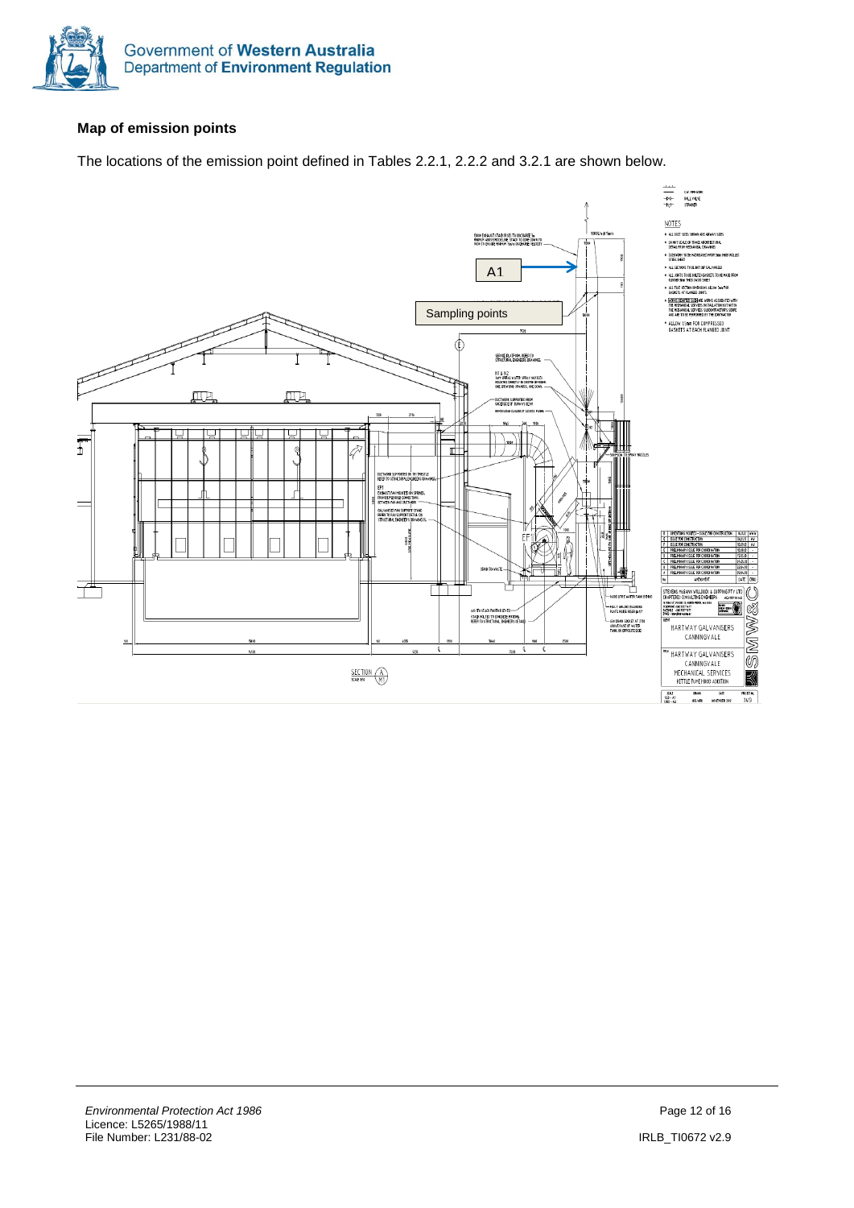## Map of emission points

The locations of the emission point defined in Tables 2.2.1, 2.2.2 and 3.2.1 are shown below.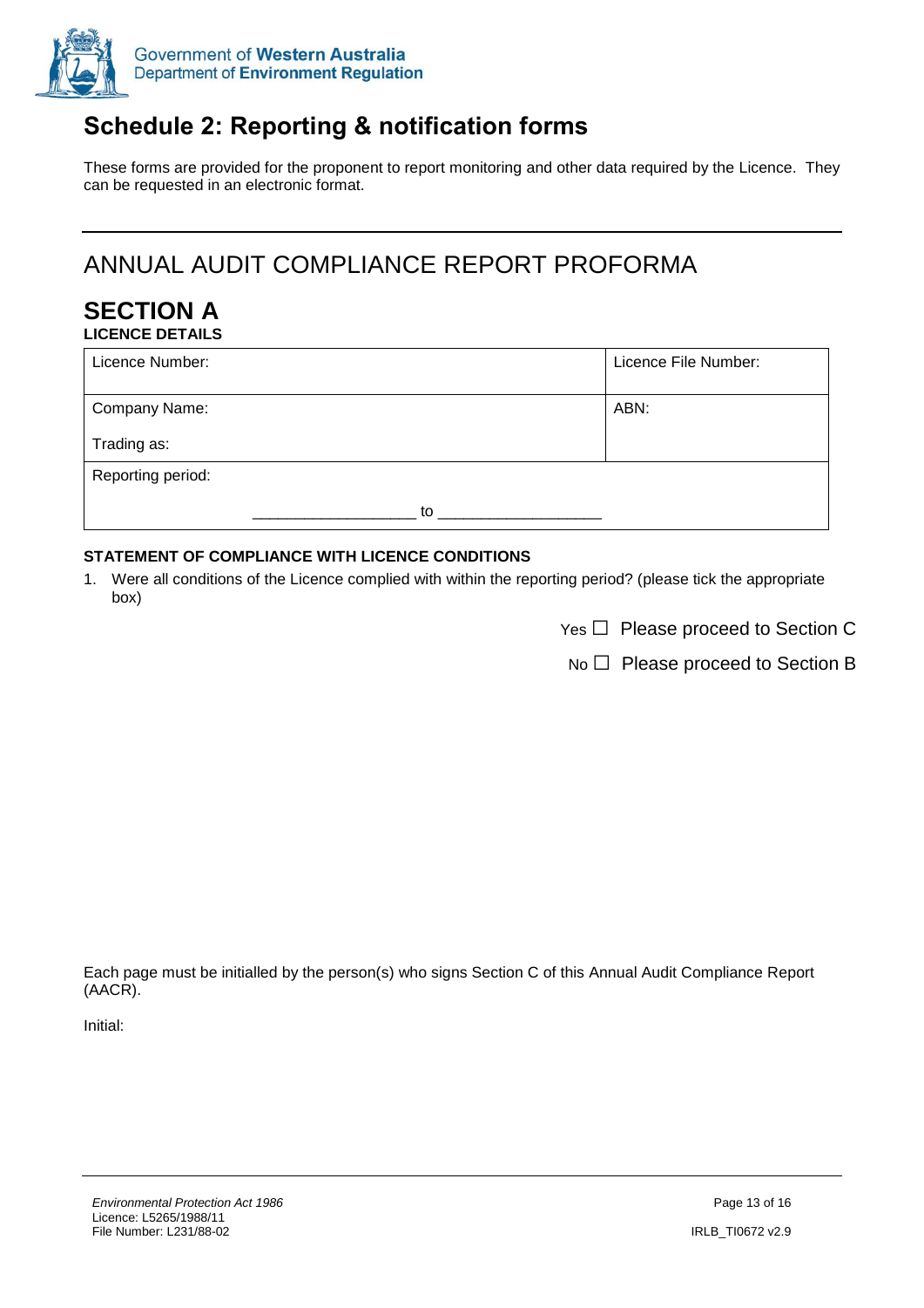# Schedule 2: Reporting & notification forms

These forms are provided for the proponent to report monitoring and other data required by the Licence. They can be requested in an electronic format.

---

## ANNUAL AUDIT COMPLIANCE REPORT PROFORMA

## SECTION A

**LICENCE DETAILS**

| Licence Number: | Licence File Number: |
|---|---|
| Company Name:<br><br>Trading as: | ABN: |
| Reporting period:<br><br>__________________ to __________________ | |

**STATEMENT OF COMPLIANCE WITH LICENCE CONDITIONS**

1. Were all conditions of the Licence complied with within the reporting period? (please tick the appropriate box)

Yes ☐ Please proceed to Section C

No ☐ Please proceed to Section B

Each page must be initialled by the person(s) who signs Section C of this Annual Audit Compliance Report (AACR).

Initial: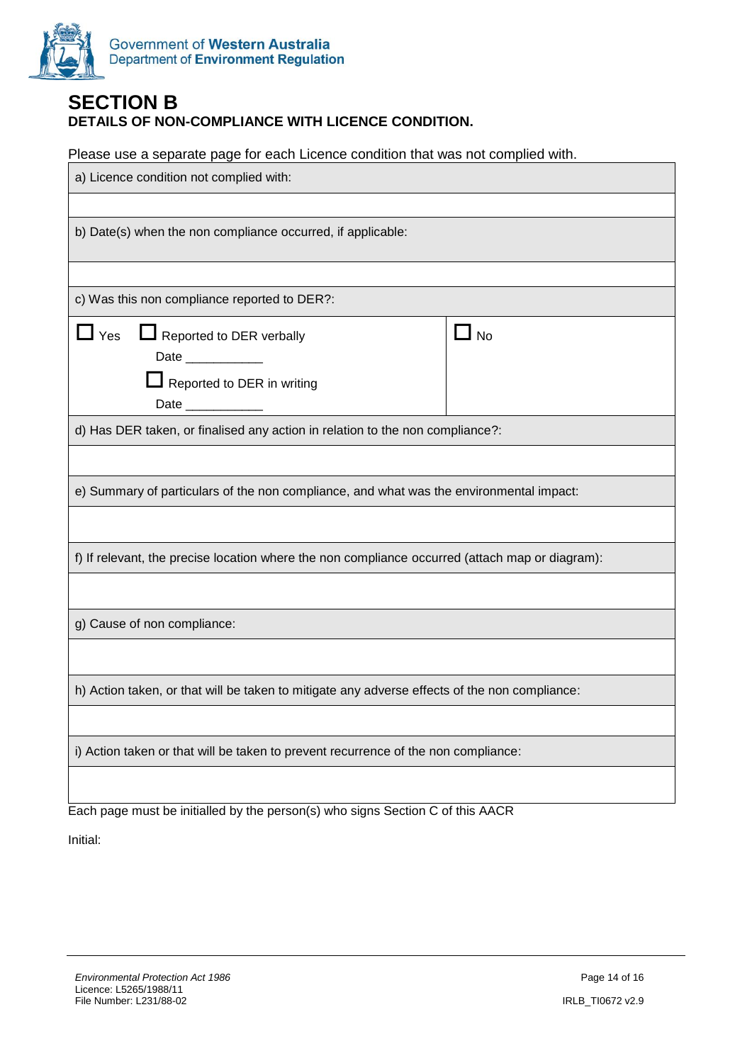## SECTION B

**DETAILS OF NON-COMPLIANCE WITH LICENCE CONDITION.**

Please use a separate page for each Licence condition that was not complied with.

| a) Licence condition not complied with: | |
|---|---|
| | |
| b) Date(s) when the non compliance occurred, if applicable: | |
| | |
| c) Was this non compliance reported to DER?: | |
| ☐ Yes ☐ Reported to DER verbally<br>Date ___________<br>☐ Reported to DER in writing<br>Date ___________ | ☐ No |
| d) Has DER taken, or finalised any action in relation to the non compliance?: | |
| | |
| e) Summary of particulars of the non compliance, and what was the environmental impact: | |
| | |
| f) If relevant, the precise location where the non compliance occurred (attach map or diagram): | |
| | |
| g) Cause of non compliance: | |
| | |
| h) Action taken, or that will be taken to mitigate any adverse effects of the non compliance: | |
| | |
| i) Action taken or that will be taken to prevent recurrence of the non compliance: | |
| | |

Each page must be initialled by the person(s) who signs Section C of this AACR

Initial:

*Environmental Protection Act 1986*
Licence: L5265/1988/11
File Number: L231/88-02

IRLB_TI0672 v2.9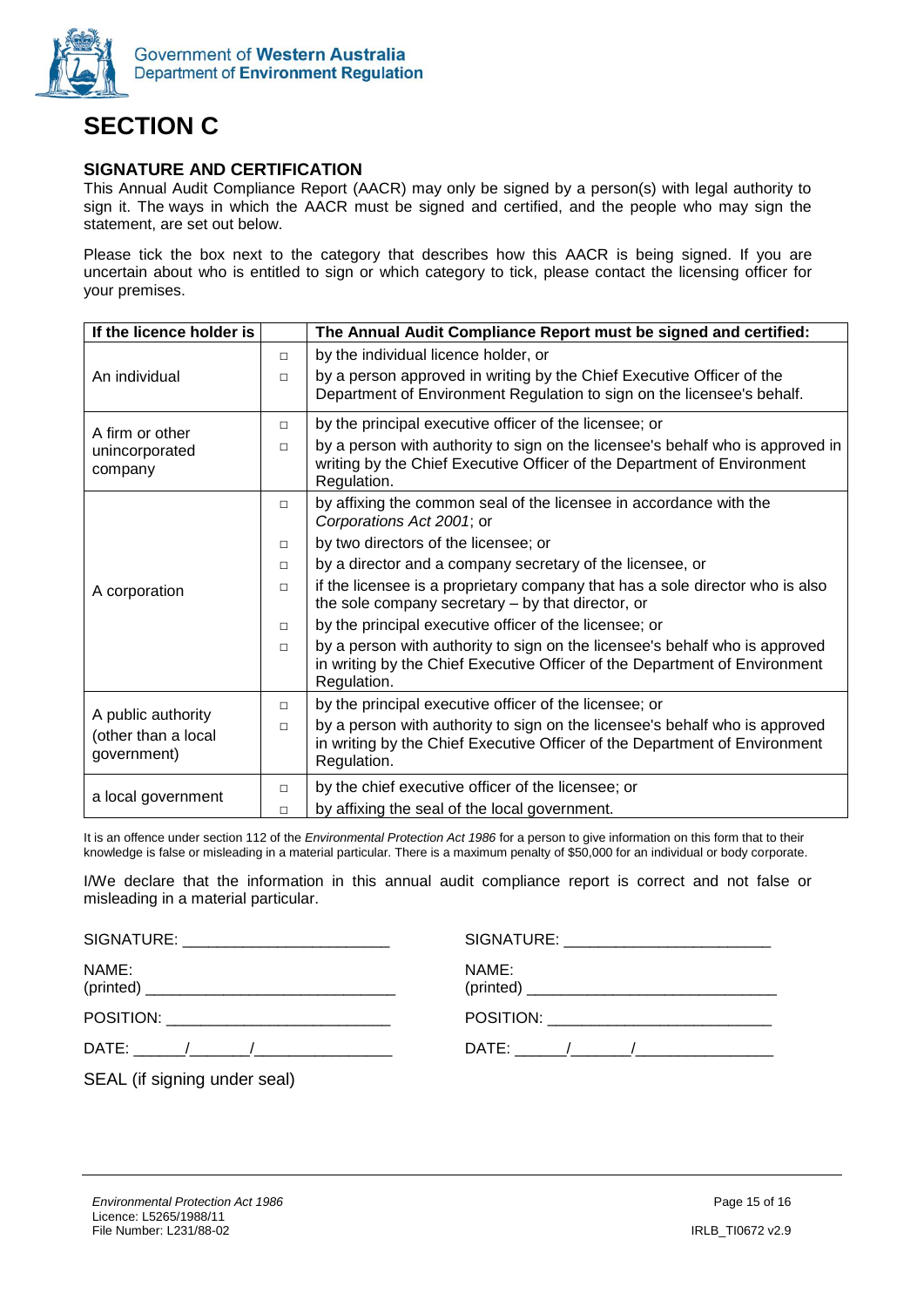# SECTION C

### SIGNATURE AND CERTIFICATION

This Annual Audit Compliance Report (AACR) may only be signed by a person(s) with legal authority to sign it. The ways in which the AACR must be signed and certified, and the people who may sign the statement, are set out below.

Please tick the box next to the category that describes how this AACR is being signed. If you are uncertain about who is entitled to sign or which category to tick, please contact the licensing officer for your premises.

| If the licence holder is | | The Annual Audit Compliance Report must be signed and certified: |
|---|---|---|
| An individual | □ | by the individual licence holder, or |
| | □ | by a person approved in writing by the Chief Executive Officer of the Department of Environment Regulation to sign on the licensee's behalf. |
| A firm or other unincorporated company | □ | by the principal executive officer of the licensee; or |
| | □ | by a person with authority to sign on the licensee's behalf who is approved in writing by the Chief Executive Officer of the Department of Environment Regulation. |
| A corporation | □ | by affixing the common seal of the licensee in accordance with the *Corporations Act 2001*; or |
| | □ | by two directors of the licensee; or |
| | □ | by a director and a company secretary of the licensee, or |
| | □ | if the licensee is a proprietary company that has a sole director who is also the sole company secretary – by that director, or |
| | □ | by the principal executive officer of the licensee; or |
| | □ | by a person with authority to sign on the licensee's behalf who is approved in writing by the Chief Executive Officer of the Department of Environment Regulation. |
| A public authority (other than a local government) | □ | by the principal executive officer of the licensee; or |
| | □ | by a person with authority to sign on the licensee's behalf who is approved in writing by the Chief Executive Officer of the Department of Environment Regulation. |
| a local government | □ | by the chief executive officer of the licensee; or |
| | □ | by affixing the seal of the local government. |

It is an offence under section 112 of the *Environmental Protection Act 1986* for a person to give information on this form that to their knowledge is false or misleading in a material particular. There is a maximum penalty of $50,000 for an individual or body corporate.

I/We declare that the information in this annual audit compliance report is correct and not false or misleading in a material particular.

SIGNATURE: ________________________

NAME: (printed) ____________________________

POSITION: _________________________

DATE: ______/_______/________________

SEAL (if signing under seal)

SIGNATURE: ________________________

NAME: (printed) ____________________________

POSITION: _________________________

DATE: ______/_______/________________

*Environmental Protection Act 1986*
Licence: L5265/1988/11
File Number: L231/88-02

IRLB_TI0672 v2.9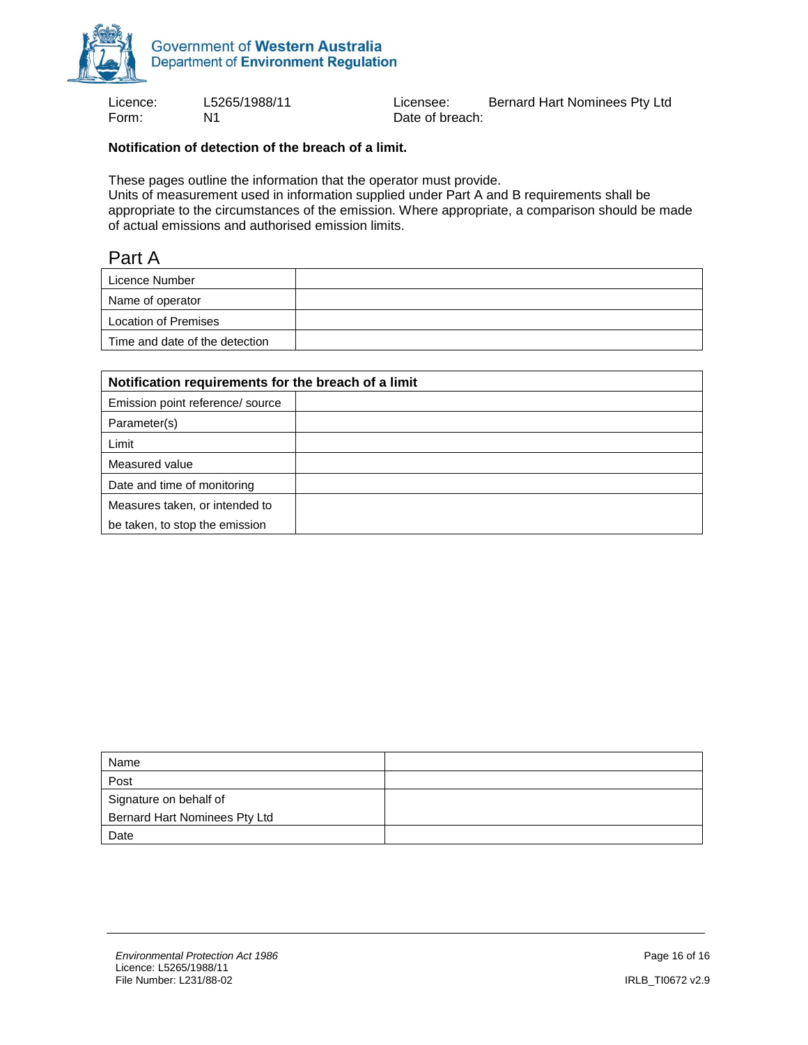| | | | |
|---|---|---|---|
| Licence: | L5265/1988/11 | Licensee: | Bernard Hart Nominees Pty Ltd |
| Form: | N1 | Date of breach: | |

**Notification of detection of the breach of a limit.**

These pages outline the information that the operator must provide.
Units of measurement used in information supplied under Part A and B requirements shall be appropriate to the circumstances of the emission. Where appropriate, a comparison should be made of actual emissions and authorised emission limits.

## Part A

| | |
|---|---|
| Licence Number | |
| Name of operator | |
| Location of Premises | |
| Time and date of the detection | |

| **Notification requirements for the breach of a limit** | |
|---|---|
| Emission point reference/ source | |
| Parameter(s) | |
| Limit | |
| Measured value | |
| Date and time of monitoring | |
| Measures taken, or intended to be taken, to stop the emission | |

| | |
|---|---|
| Name | |
| Post | |
| Signature on behalf of Bernard Hart Nominees Pty Ltd | |
| Date | |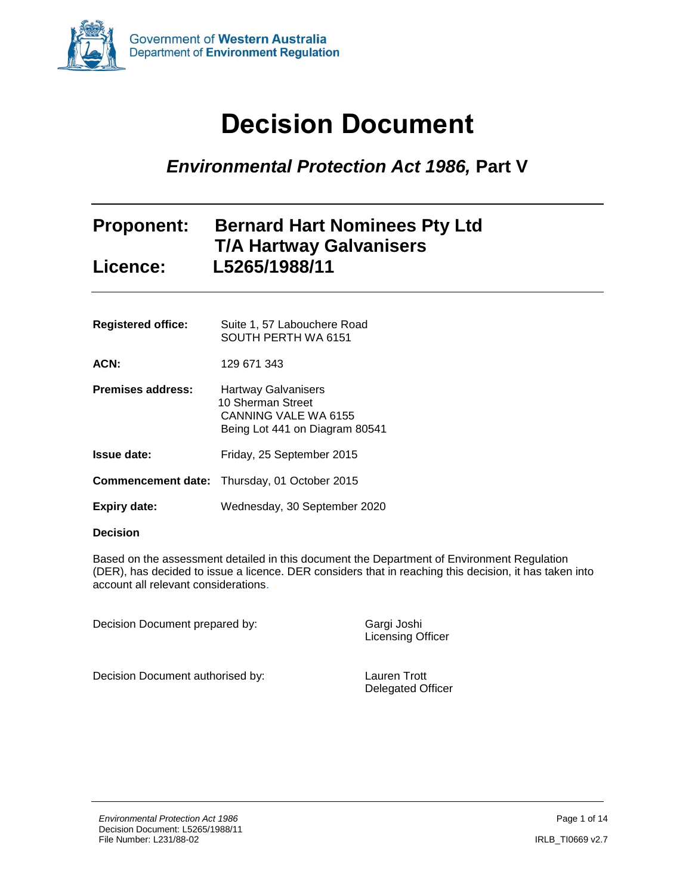Government of **Western Australia**
Department of **Environment Regulation**

# Decision Document

## *Environmental Protection Act 1986,* Part V

---

## Proponent: Bernard Hart Nominees Pty Ltd T/A Hartway Galvanisers

## Licence: L5265/1988/11

---

| | |
|---|---|
| **Registered office:** | Suite 1, 57 Labouchere Road<br>SOUTH PERTH WA 6151 |
| **ACN:** | 129 671 343 |
| **Premises address:** | Hartway Galvanisers<br>10 Sherman Street<br>CANNING VALE WA 6155<br>Being Lot 441 on Diagram 80541 |
| **Issue date:** | Friday, 25 September 2015 |
| **Commencement date:** | Thursday, 01 October 2015 |
| **Expiry date:** | Wednesday, 30 September 2020 |

**Decision**

Based on the assessment detailed in this document the Department of Environment Regulation (DER), has decided to issue a licence. DER considers that in reaching this decision, it has taken into account all relevant considerations.

| | |
|---|---|
| Decision Document prepared by: | Gargi Joshi<br>Licensing Officer |
| Decision Document authorised by: | Lauren Trott<br>Delegated Officer |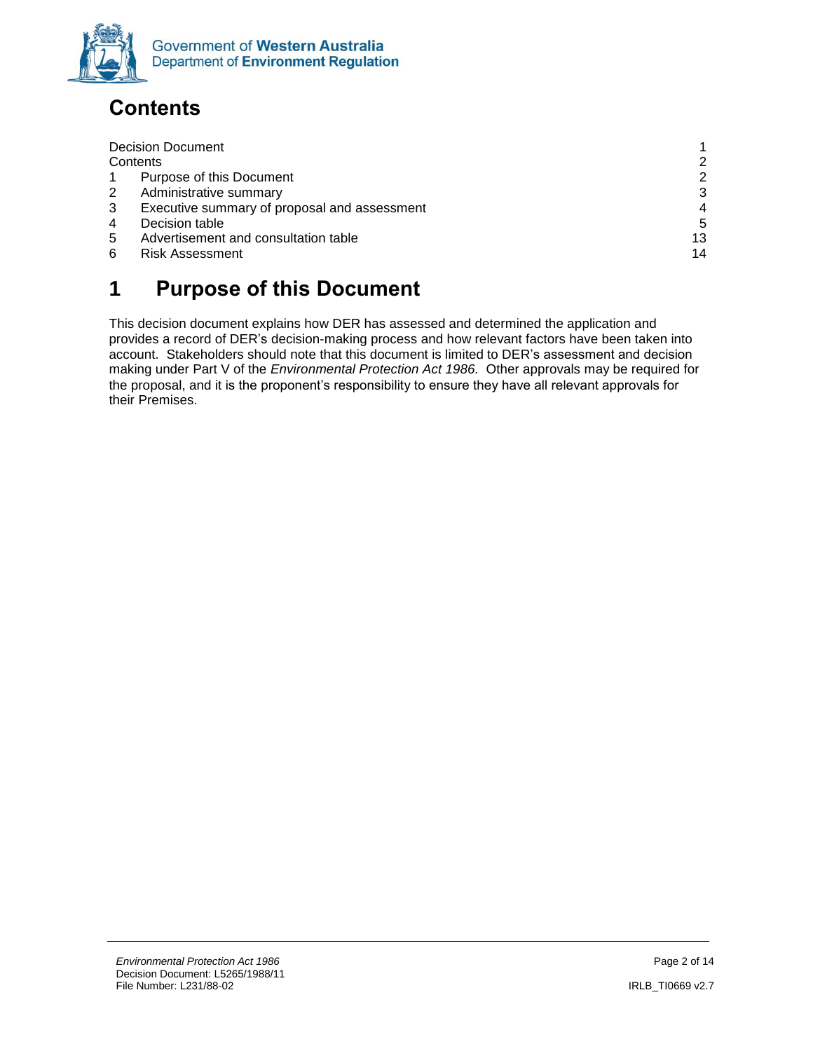# Contents

| | | |
|---|---|---|
| Decision Document | | 1 |
| Contents | | 2 |
| 1 | Purpose of this Document | 2 |
| 2 | Administrative summary | 3 |
| 3 | Executive summary of proposal and assessment | 4 |
| 4 | Decision table | 5 |
| 5 | Advertisement and consultation table | 13 |
| 6 | Risk Assessment | 14 |

# 1 Purpose of this Document

This decision document explains how DER has assessed and determined the application and provides a record of DER's decision-making process and how relevant factors have been taken into account. Stakeholders should note that this document is limited to DER's assessment and decision making under Part V of the *Environmental Protection Act 1986*. Other approvals may be required for the proposal, and it is the proponent's responsibility to ensure they have all relevant approvals for their Premises.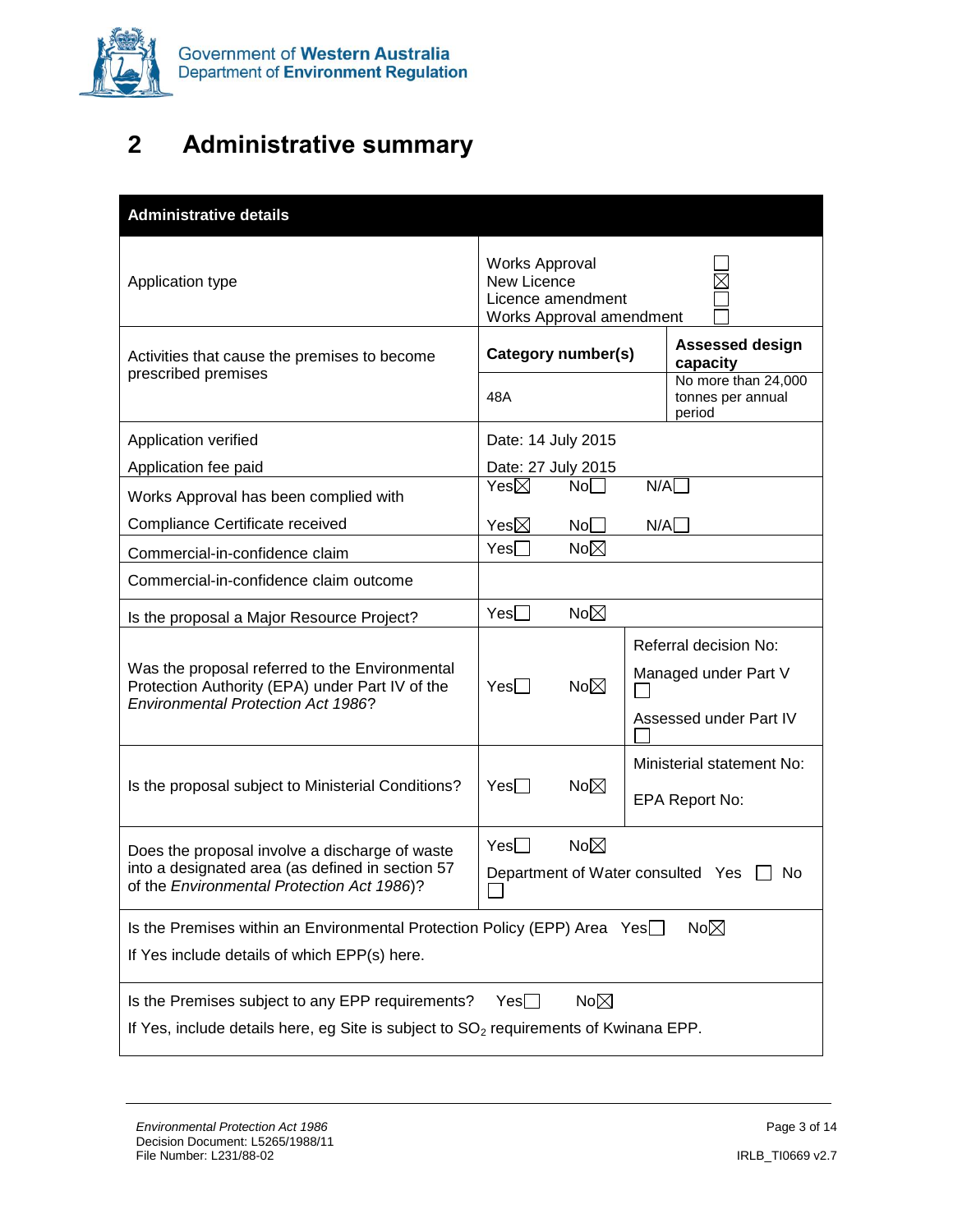# 2 Administrative summary

| Administrative details | | |
|---|---|---|
| Application type | Works Approval ☐<br>New Licence ☒<br>Licence amendment ☐<br>Works Approval amendment ☐ | |
| Activities that cause the premises to become prescribed premises | **Category number(s)** | **Assessed design capacity** |
| | 48A | No more than 24,000 tonnes per annual period |
| Application verified<br>Application fee paid | Date: 14 July 2015<br>Date: 27 July 2015 | |
| Works Approval has been complied with<br>Compliance Certificate received | Yes☒ No☐ N/A☐<br>Yes☒ No☐ N/A☐ | |
| Commercial-in-confidence claim | Yes☐ No☒ | |
| Commercial-in-confidence claim outcome | | |
| Is the proposal a Major Resource Project? | Yes☐ No☒ | |
| Was the proposal referred to the Environmental Protection Authority (EPA) under Part IV of the *Environmental Protection Act 1986*? | Yes☐ No☒ | Referral decision No:<br>Managed under Part V ☐<br>Assessed under Part IV ☐ |
| Is the proposal subject to Ministerial Conditions? | Yes☐ No☒ | Ministerial statement No:<br>EPA Report No: |
| Does the proposal involve a discharge of waste into a designated area (as defined in section 57 of the *Environmental Protection Act 1986*)? | Yes☐ No☒<br>Department of Water consulted Yes ☐ No ☐ | |
| Is the Premises within an Environmental Protection Policy (EPP) Area Yes☐ No☒<br>If Yes include details of which EPP(s) here. | | |
| Is the Premises subject to any EPP requirements? Yes☐ No☒<br>If Yes, include details here, eg Site is subject to $SO_2$ requirements of Kwinana EPP. | | |

*Environmental Protection Act 1986*
Decision Document: L5265/1988/11
File Number: L231/88-02

IRLB_TI0669 v2.7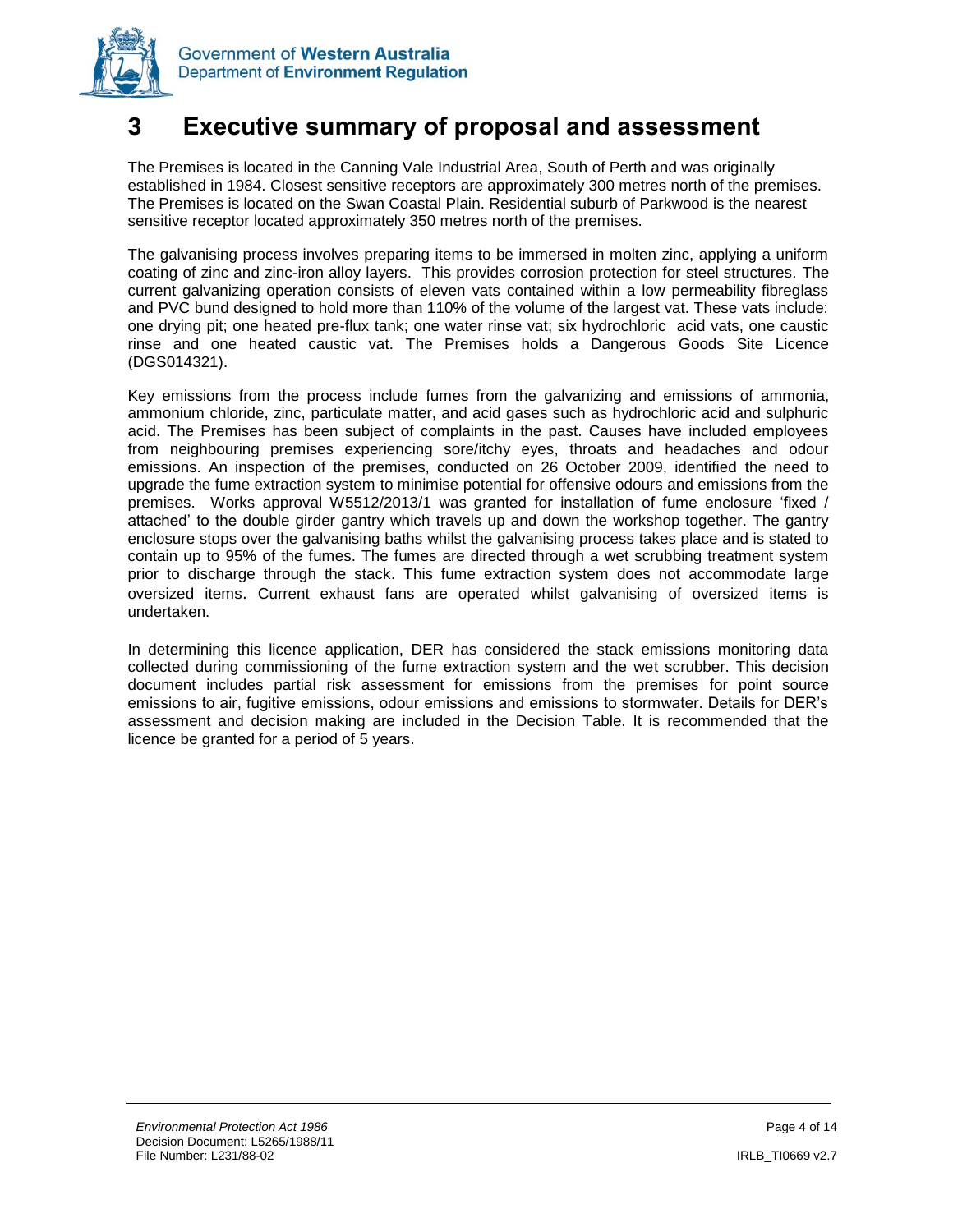# 3 Executive summary of proposal and assessment

The Premises is located in the Canning Vale Industrial Area, South of Perth and was originally established in 1984. Closest sensitive receptors are approximately 300 metres north of the premises. The Premises is located on the Swan Coastal Plain. Residential suburb of Parkwood is the nearest sensitive receptor located approximately 350 metres north of the premises.

The galvanising process involves preparing items to be immersed in molten zinc, applying a uniform coating of zinc and zinc-iron alloy layers. This provides corrosion protection for steel structures. The current galvanizing operation consists of eleven vats contained within a low permeability fibreglass and PVC bund designed to hold more than 110% of the volume of the largest vat. These vats include: one drying pit; one heated pre-flux tank; one water rinse vat; six hydrochloric acid vats, one caustic rinse and one heated caustic vat. The Premises holds a Dangerous Goods Site Licence (DGS014321).

Key emissions from the process include fumes from the galvanizing and emissions of ammonia, ammonium chloride, zinc, particulate matter, and acid gases such as hydrochloric acid and sulphuric acid. The Premises has been subject of complaints in the past. Causes have included employees from neighbouring premises experiencing sore/itchy eyes, throats and headaches and odour emissions. An inspection of the premises, conducted on 26 October 2009, identified the need to upgrade the fume extraction system to minimise potential for offensive odours and emissions from the premises. Works approval W5512/2013/1 was granted for installation of fume enclosure 'fixed / attached' to the double girder gantry which travels up and down the workshop together. The gantry enclosure stops over the galvanising baths whilst the galvanising process takes place and is stated to contain up to 95% of the fumes. The fumes are directed through a wet scrubbing treatment system prior to discharge through the stack. This fume extraction system does not accommodate large oversized items. Current exhaust fans are operated whilst galvanising of oversized items is undertaken.

In determining this licence application, DER has considered the stack emissions monitoring data collected during commissioning of the fume extraction system and the wet scrubber. This decision document includes partial risk assessment for emissions from the premises for point source emissions to air, fugitive emissions, odour emissions and emissions to stormwater. Details for DER's assessment and decision making are included in the Decision Table. It is recommended that the licence be granted for a period of 5 years.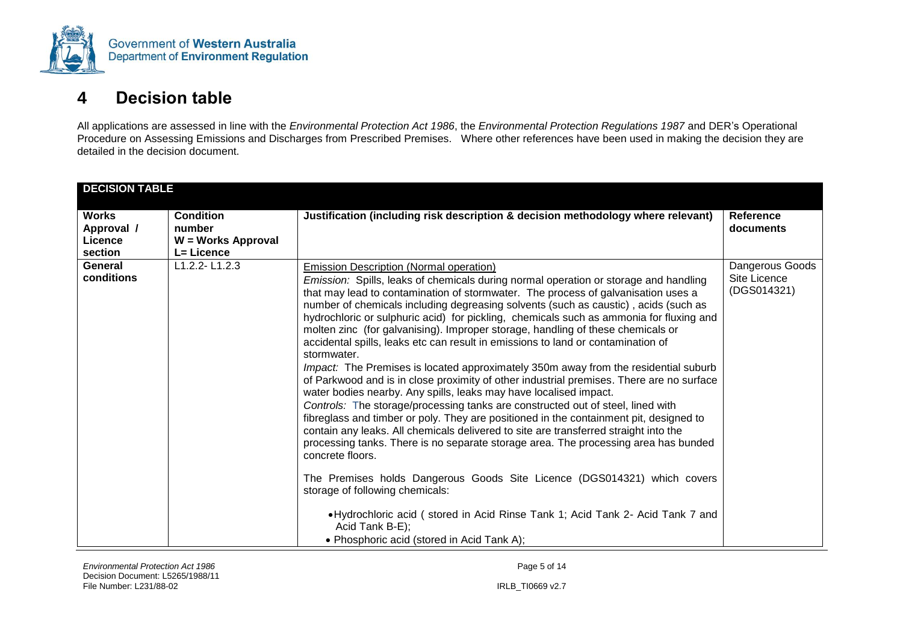## 4 Decision table

All applications are assessed in line with the *Environmental Protection Act 1986*, the *Environmental Protection Regulations 1987* and DER's Operational Procedure on Assessing Emissions and Discharges from Prescribed Premises. Where other references have been used in making the decision they are detailed in the decision document.

| **DECISION TABLE** | | | |
|---|---|---|---|
| **Works Approval / Licence section** | **Condition number W = Works Approval L= Licence** | **Justification (including risk description & decision methodology where relevant)** | **Reference documents** |
| **General conditions** | L1.2.2- L1.2.3 | Emission Description (Normal operation)<br>*Emission:* Spills, leaks of chemicals during normal operation or storage and handling that may lead to contamination of stormwater. The process of galvanisation uses a number of chemicals including degreasing solvents (such as caustic) , acids (such as hydrochloric or sulphuric acid) for pickling, chemicals such as ammonia for fluxing and molten zinc (for galvanising). Improper storage, handling of these chemicals or accidental spills, leaks etc can result in emissions to land or contamination of stormwater.<br>*Impact:* The Premises is located approximately 350m away from the residential suburb of Parkwood and is in close proximity of other industrial premises. There are no surface water bodies nearby. Any spills, leaks may have localised impact.<br>*Controls:* The storage/processing tanks are constructed out of steel, lined with fibreglass and timber or poly. They are positioned in the containment pit, designed to contain any leaks. All chemicals delivered to site are transferred straight into the processing tanks. There is no separate storage area. The processing area has bunded concrete floors.<br><br>The Premises holds Dangerous Goods Site Licence (DGS014321) which covers storage of following chemicals:<br><br>• Hydrochloric acid ( stored in Acid Rinse Tank 1; Acid Tank 2- Acid Tank 7 and Acid Tank B-E);<br>• Phosphoric acid (stored in Acid Tank A); | Dangerous Goods Site Licence (DGS014321) |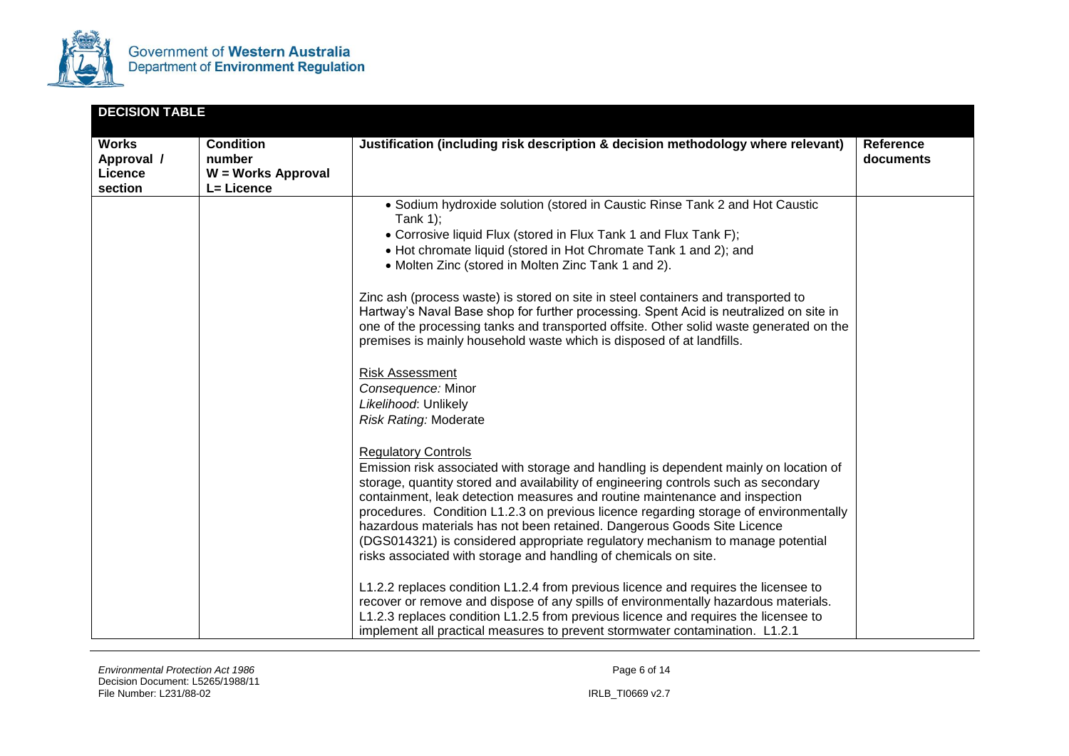## DECISION TABLE

| Works Approval / Licence section | Condition number W = Works Approval L= Licence | Justification (including risk description & decision methodology where relevant) | Reference documents |
|---|---|---|---|
| | | • Sodium hydroxide solution (stored in Caustic Rinse Tank 2 and Hot Caustic Tank 1);<br>• Corrosive liquid Flux (stored in Flux Tank 1 and Flux Tank F);<br>• Hot chromate liquid (stored in Hot Chromate Tank 1 and 2); and<br>• Molten Zinc (stored in Molten Zinc Tank 1 and 2).<br><br>Zinc ash (process waste) is stored on site in steel containers and transported to Hartway's Naval Base shop for further processing. Spent Acid is neutralized on site in one of the processing tanks and transported offsite. Other solid waste generated on the premises is mainly household waste which is disposed of at landfills.<br><br><u>Risk Assessment</u><br>*Consequence:* Minor<br>*Likelihood*: Unlikely<br>*Risk Rating:* Moderate<br><br><u>Regulatory Controls</u><br>Emission risk associated with storage and handling is dependent mainly on location of storage, quantity stored and availability of engineering controls such as secondary containment, leak detection measures and routine maintenance and inspection procedures. Condition L1.2.3 on previous licence regarding storage of environmentally hazardous materials has not been retained. Dangerous Goods Site Licence (DGS014321) is considered appropriate regulatory mechanism to manage potential risks associated with storage and handling of chemicals on site.<br><br>L1.2.2 replaces condition L1.2.4 from previous licence and requires the licensee to recover or remove and dispose of any spills of environmentally hazardous materials. L1.2.3 replaces condition L1.2.5 from previous licence and requires the licensee to implement all practical measures to prevent stormwater contamination. L1.2.1 | |

*Environmental Protection Act 1986*
Decision Document: L5265/1988/11
File Number: L231/88-02

IRLB_TI0669 v2.7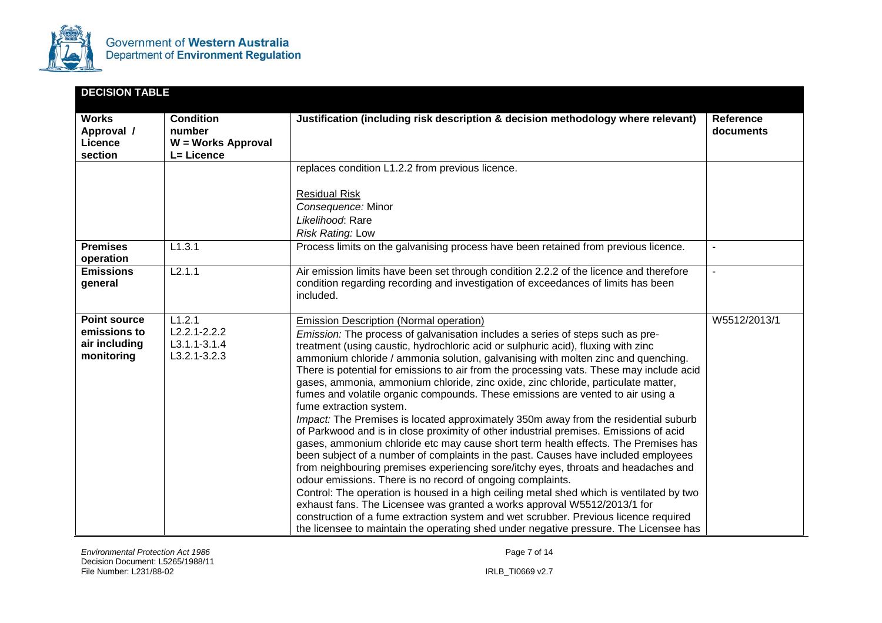## DECISION TABLE

| Works Approval / Licence section | Condition number W = Works Approval L= Licence | Justification (including risk description & decision methodology where relevant) | Reference documents |
|---|---|---|---|
| | | replaces condition L1.2.2 from previous licence.<br><br><u>Residual Risk</u><br>*Consequence:* Minor<br>*Likelihood*: Rare<br>*Risk Rating:* Low | |
| **Premises operation** | L1.3.1 | Process limits on the galvanising process have been retained from previous licence. | - |
| **Emissions general** | L2.1.1 | Air emission limits have been set through condition 2.2.2 of the licence and therefore condition regarding recording and investigation of exceedances of limits has been included. | - |
| **Point source emissions to air including monitoring** | L1.2.1<br>L2.2.1-2.2.2<br>L3.1.1-3.1.4<br>L3.2.1-3.2.3 | <u>Emission Description (Normal operation)</u><br>*Emission:* The process of galvanisation includes a series of steps such as pre-treatment (using caustic, hydrochloric acid or sulphuric acid), fluxing with zinc ammonium chloride / ammonia solution, galvanising with molten zinc and quenching. There is potential for emissions to air from the processing vats. These may include acid gases, ammonia, ammonium chloride, zinc oxide, zinc chloride, particulate matter, fumes and volatile organic compounds. These emissions are vented to air using a fume extraction system.<br>*Impact:* The Premises is located approximately 350m away from the residential suburb of Parkwood and is in close proximity of other industrial premises. Emissions of acid gases, ammonium chloride etc may cause short term health effects. The Premises has been subject of a number of complaints in the past. Causes have included employees from neighbouring premises experiencing sore/itchy eyes, throats and headaches and odour emissions. There is no record of ongoing complaints.<br>Control: The operation is housed in a high ceiling metal shed which is ventilated by two exhaust fans. The Licensee was granted a works approval W5512/2013/1 for construction of a fume extraction system and wet scrubber. Previous licence required the licensee to maintain the operating shed under negative pressure. The Licensee has | W5512/2013/1 |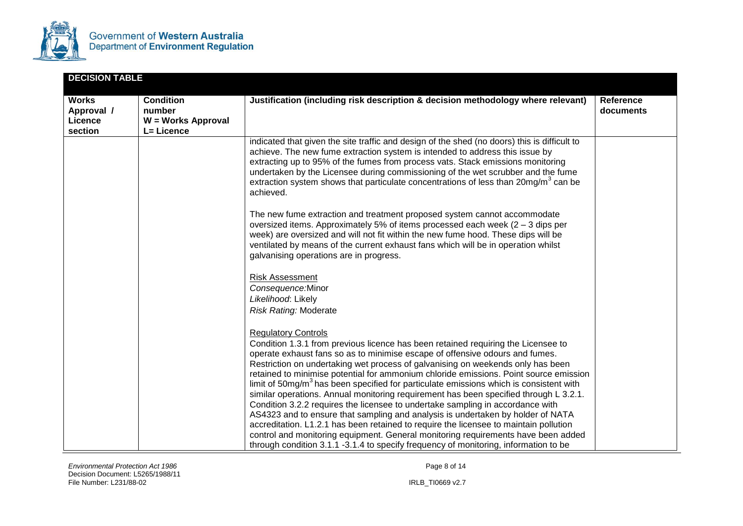## DECISION TABLE

| Works Approval / Licence section | Condition number W = Works Approval L= Licence | Justification (including risk description & decision methodology where relevant) | Reference documents |
|---|---|---|---|
| | | indicated that given the site traffic and design of the shed (no doors) this is difficult to achieve. The new fume extraction system is intended to address this issue by extracting up to 95% of the fumes from process vats. Stack emissions monitoring undertaken by the Licensee during commissioning of the wet scrubber and the fume extraction system shows that particulate concentrations of less than 20mg/m$^3$ can be achieved.<br><br>The new fume extraction and treatment proposed system cannot accommodate oversized items. Approximately 5% of items processed each week (2 – 3 dips per week) are oversized and will not fit within the new fume hood. These dips will be ventilated by means of the current exhaust fans which will be in operation whilst galvanising operations are in progress.<br><br><u>Risk Assessment</u><br>*Consequence:* Minor<br>*Likelihood*: Likely<br>*Risk Rating:* Moderate<br><br><u>Regulatory Controls</u><br>Condition 1.3.1 from previous licence has been retained requiring the Licensee to operate exhaust fans so as to minimise escape of offensive odours and fumes. Restriction on undertaking wet process of galvanising on weekends only has been retained to minimise potential for ammonium chloride emissions. Point source emission limit of 50mg/m$^3$ has been specified for particulate emissions which is consistent with similar operations. Annual monitoring requirement has been specified through L 3.2.1. Condition 3.2.2 requires the licensee to undertake sampling in accordance with AS4323 and to ensure that sampling and analysis is undertaken by holder of NATA accreditation. L1.2.1 has been retained to require the licensee to maintain pollution control and monitoring equipment. General monitoring requirements have been added through condition 3.1.1 -3.1.4 to specify frequency of monitoring, information to be | |

*Environmental Protection Act 1986*
Decision Document: L5265/1988/11
File Number: L231/88-02

IRLB_TI0669 v2.7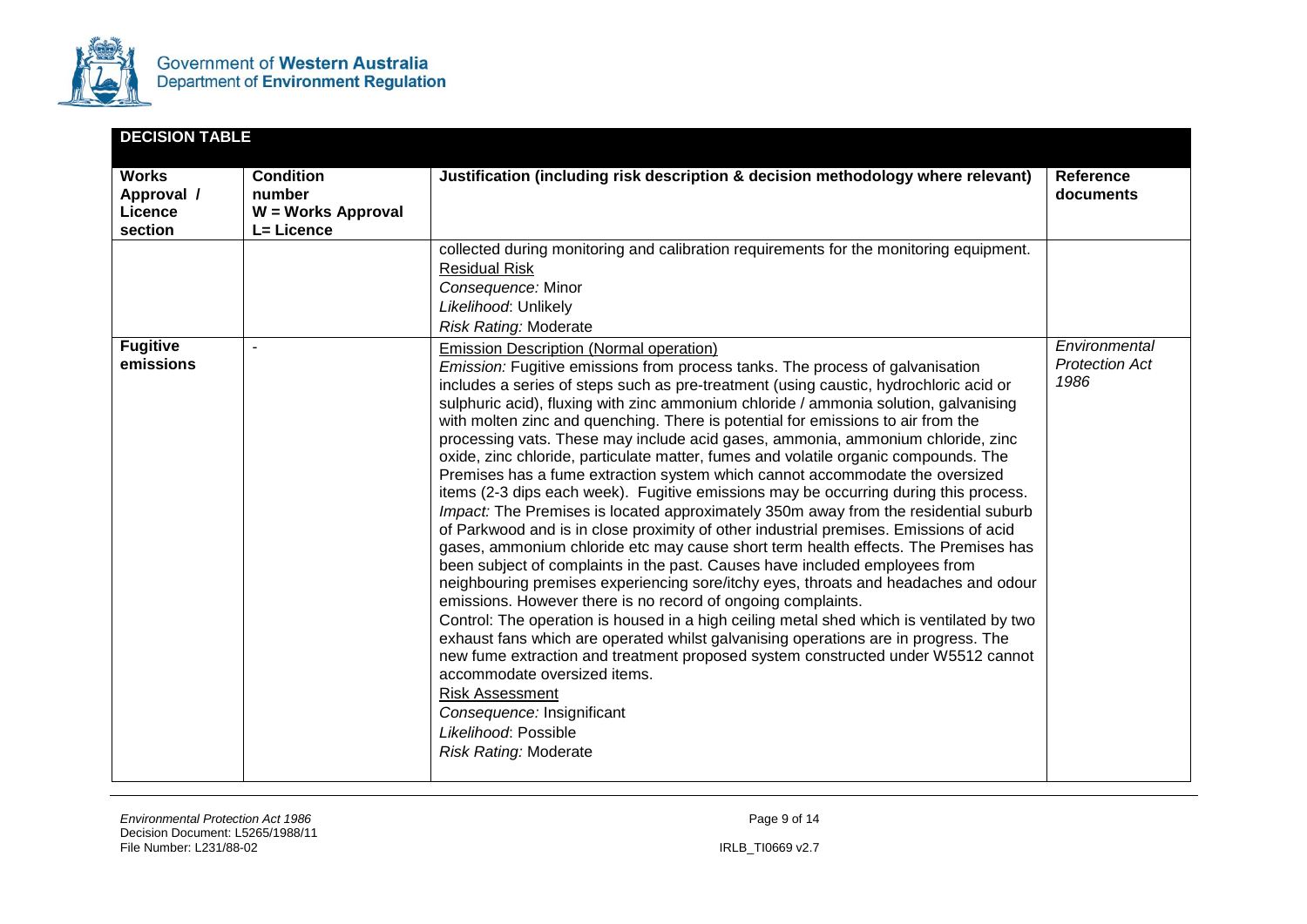**DECISION TABLE**

| Works Approval / Licence section | Condition number W = Works Approval L= Licence | Justification (including risk description & decision methodology where relevant) | Reference documents |
|---|---|---|---|
| | | collected during monitoring and calibration requirements for the monitoring equipment.<br>Residual Risk<br>*Consequence:* Minor<br>*Likelihood*: Unlikely<br>*Risk Rating:* Moderate | |
| **Fugitive emissions** | - | Emission Description (Normal operation)<br>*Emission:* Fugitive emissions from process tanks. The process of galvanisation includes a series of steps such as pre-treatment (using caustic, hydrochloric acid or sulphuric acid), fluxing with zinc ammonium chloride / ammonia solution, galvanising with molten zinc and quenching. There is potential for emissions to air from the processing vats. These may include acid gases, ammonia, ammonium chloride, zinc oxide, zinc chloride, particulate matter, fumes and volatile organic compounds. The Premises has a fume extraction system which cannot accommodate the oversized items (2-3 dips each week). Fugitive emissions may be occurring during this process.<br>*Impact:* The Premises is located approximately 350m away from the residential suburb of Parkwood and is in close proximity of other industrial premises. Emissions of acid gases, ammonium chloride etc may cause short term health effects. The Premises has been subject of complaints in the past. Causes have included employees from neighbouring premises experiencing sore/itchy eyes, throats and headaches and odour emissions. However there is no record of ongoing complaints.<br>Control: The operation is housed in a high ceiling metal shed which is ventilated by two exhaust fans which are operated whilst galvanising operations are in progress. The new fume extraction and treatment proposed system constructed under W5512 cannot accommodate oversized items.<br>Risk Assessment<br>*Consequence:* Insignificant<br>*Likelihood*: Possible<br>*Risk Rating:* Moderate | *Environmental Protection Act 1986* |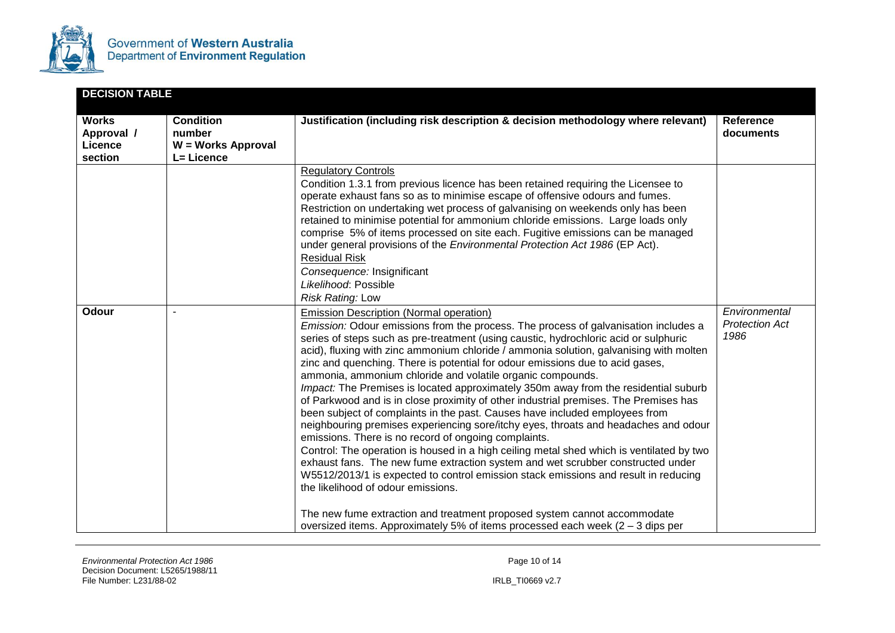## DECISION TABLE

| Works Approval / Licence section | Condition number W = Works Approval L= Licence | Justification (including risk description & decision methodology where relevant) | Reference documents |
|---|---|---|---|
| | | <u>Regulatory Controls</u><br>Condition 1.3.1 from previous licence has been retained requiring the Licensee to operate exhaust fans so as to minimise escape of offensive odours and fumes. Restriction on undertaking wet process of galvanising on weekends only has been retained to minimise potential for ammonium chloride emissions. Large loads only comprise 5% of items processed on site each. Fugitive emissions can be managed under general provisions of the *Environmental Protection Act 1986* (EP Act).<br><u>Residual Risk</u><br>*Consequence:* Insignificant<br>*Likelihood*: Possible<br>*Risk Rating:* Low | |
| **Odour** | - | <u>Emission Description (Normal operation)</u><br>*Emission:* Odour emissions from the process. The process of galvanisation includes a series of steps such as pre-treatment (using caustic, hydrochloric acid or sulphuric acid), fluxing with zinc ammonium chloride / ammonia solution, galvanising with molten zinc and quenching. There is potential for odour emissions due to acid gases, ammonia, ammonium chloride and volatile organic compounds.<br>*Impact:* The Premises is located approximately 350m away from the residential suburb of Parkwood and is in close proximity of other industrial premises. The Premises has been subject of complaints in the past. Causes have included employees from neighbouring premises experiencing sore/itchy eyes, throats and headaches and odour emissions. There is no record of ongoing complaints.<br>Control: The operation is housed in a high ceiling metal shed which is ventilated by two exhaust fans. The new fume extraction system and wet scrubber constructed under W5512/2013/1 is expected to control emission stack emissions and result in reducing the likelihood of odour emissions.<br><br>The new fume extraction and treatment proposed system cannot accommodate oversized items. Approximately 5% of items processed each week (2 – 3 dips per | *Environmental Protection Act 1986* |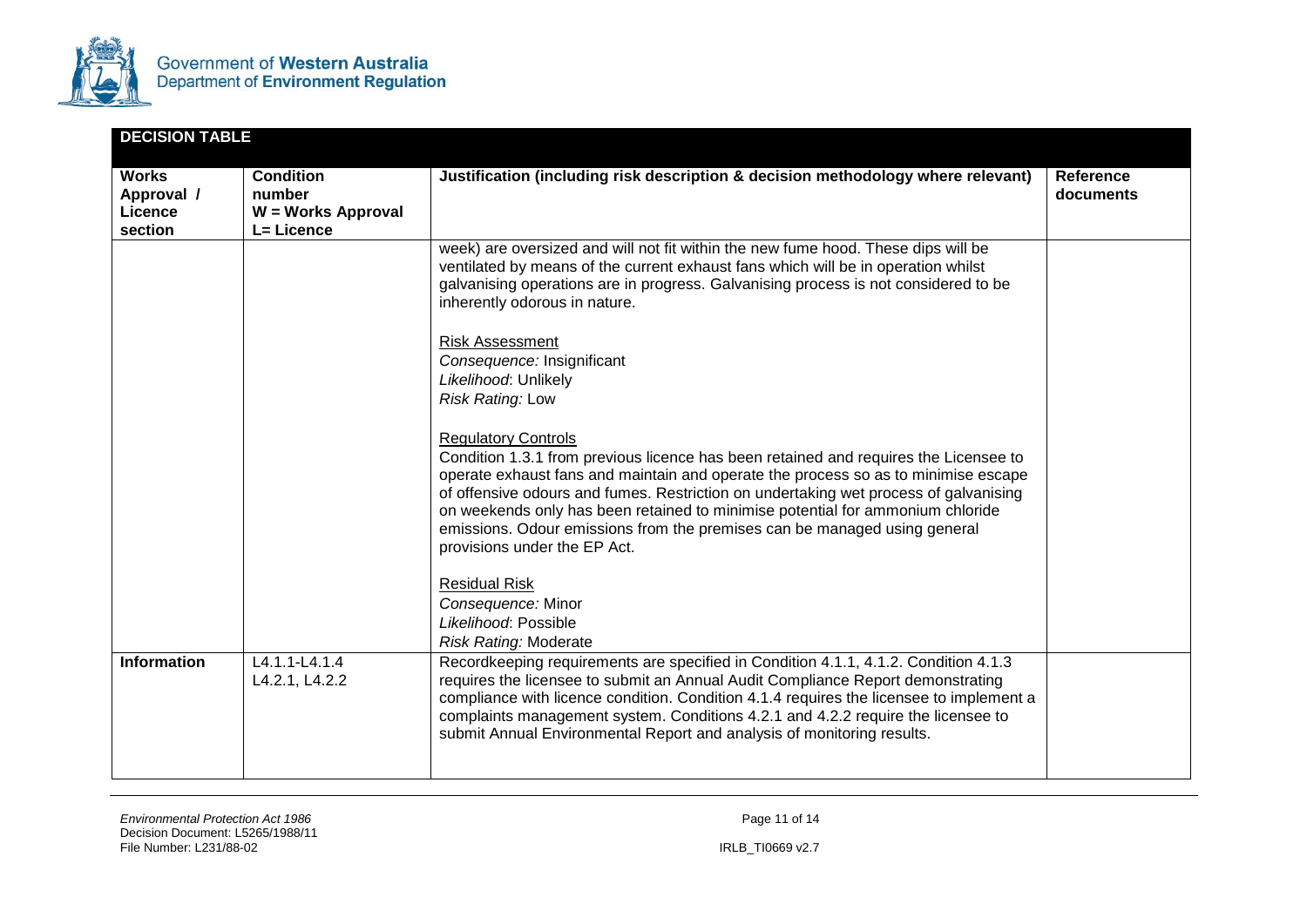| DECISION TABLE | | | |
|---|---|---|---|
| **Works Approval / Licence section** | **Condition number W = Works Approval L= Licence** | **Justification (including risk description & decision methodology where relevant)** | **Reference documents** |
| | | week) are oversized and will not fit within the new fume hood. These dips will be ventilated by means of the current exhaust fans which will be in operation whilst galvanising operations are in progress. Galvanising process is not considered to be inherently odorous in nature.<br><br><u>Risk Assessment</u><br>*Consequence:* Insignificant<br>*Likelihood*: Unlikely<br>*Risk Rating:* Low<br><br><u>Regulatory Controls</u><br>Condition 1.3.1 from previous licence has been retained and requires the Licensee to operate exhaust fans and maintain and operate the process so as to minimise escape of offensive odours and fumes. Restriction on undertaking wet process of galvanising on weekends only has been retained to minimise potential for ammonium chloride emissions. Odour emissions from the premises can be managed using general provisions under the EP Act.<br><br><u>Residual Risk</u><br>*Consequence:* Minor<br>*Likelihood*: Possible<br>*Risk Rating:* Moderate | |
| **Information** | L4.1.1-L4.1.4<br>L4.2.1, L4.2.2 | Recordkeeping requirements are specified in Condition 4.1.1, 4.1.2. Condition 4.1.3 requires the licensee to submit an Annual Audit Compliance Report demonstrating compliance with licence condition. Condition 4.1.4 requires the licensee to implement a complaints management system. Conditions 4.2.1 and 4.2.2 require the licensee to submit Annual Environmental Report and analysis of monitoring results. | |

*Environmental Protection Act 1986*
Decision Document: L5265/1988/11
File Number: L231/88-02

IRLB_TI0669 v2.7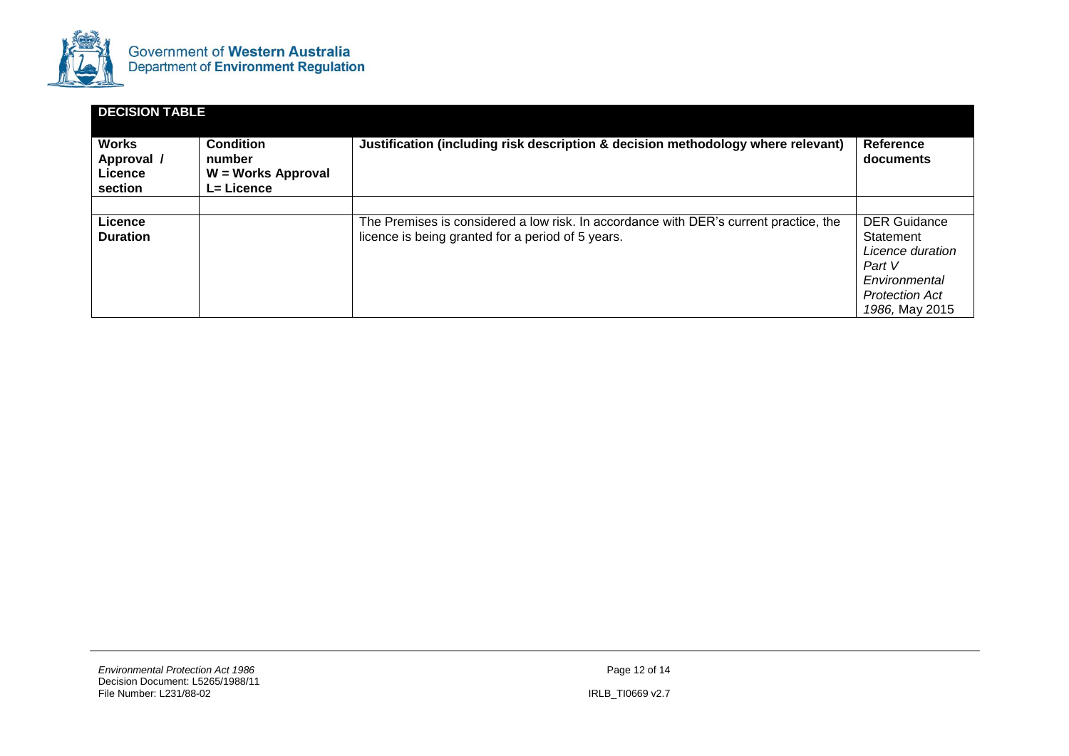| DECISION TABLE | | | |
|---|---|---|---|
| **Works Approval / Licence section** | **Condition number W = Works Approval L= Licence** | **Justification (including risk description & decision methodology where relevant)** | **Reference documents** |
| | | | |
| **Licence Duration** | | The Premises is considered a low risk. In accordance with DER's current practice, the licence is being granted for a period of 5 years. | DER Guidance Statement *Licence duration Part V Environmental Protection Act 1986,* May 2015 |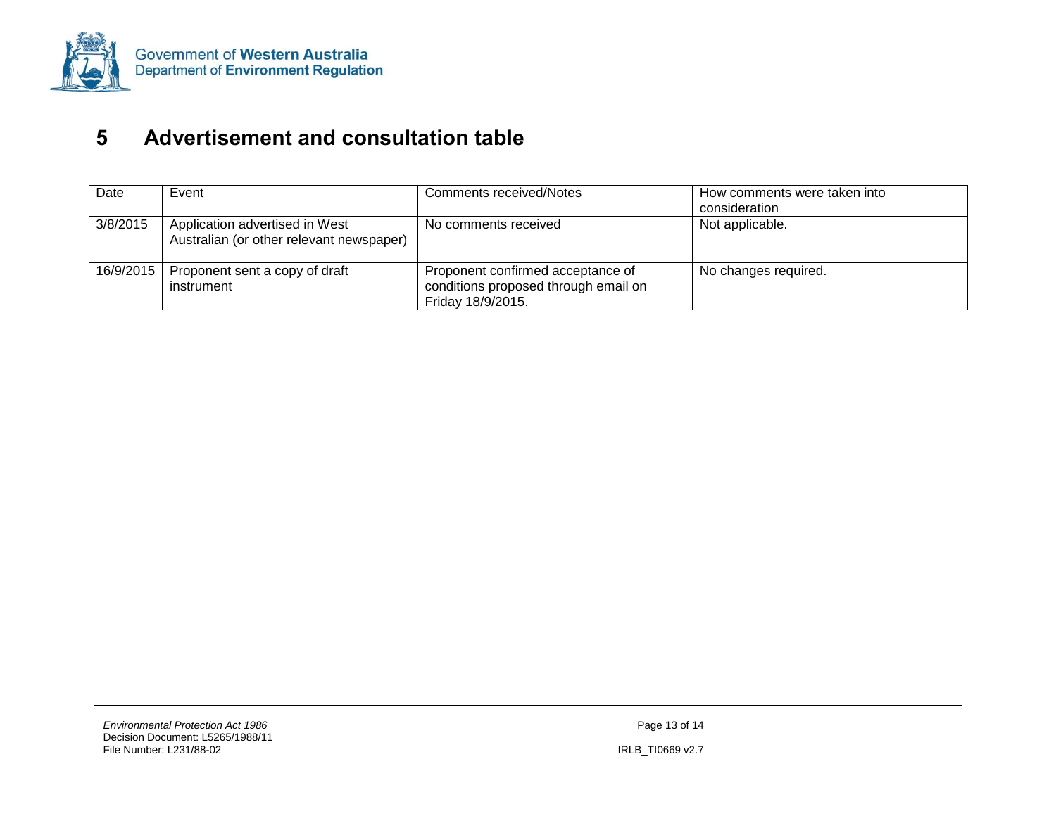## 5 Advertisement and consultation table

| Date | Event | Comments received/Notes | How comments were taken into consideration |
|---|---|---|---|
| 3/8/2015 | Application advertised in West Australian (or other relevant newspaper) | No comments received | Not applicable. |
| 16/9/2015 | Proponent sent a copy of draft instrument | Proponent confirmed acceptance of conditions proposed through email on Friday 18/9/2015. | No changes required. |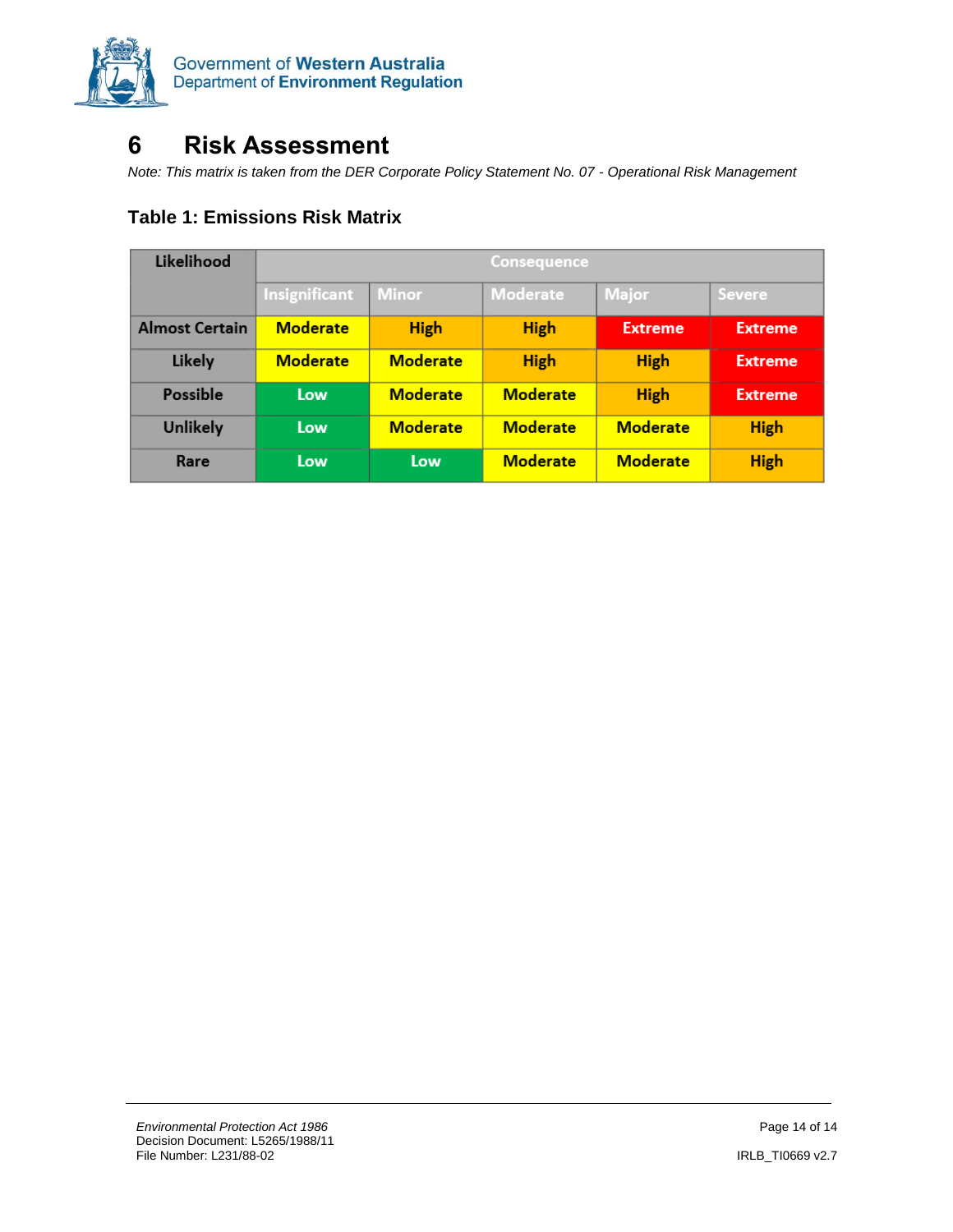# 6 Risk Assessment

*Note: This matrix is taken from the DER Corporate Policy Statement No. 07 - Operational Risk Management*

### Table 1: Emissions Risk Matrix

| Likelihood | Consequence | | | | |
|---|---|---|---|---|---|
| | Insignificant | Minor | Moderate | Major | Severe |
| Almost Certain | Moderate | High | High | Extreme | Extreme |
| Likely | Moderate | Moderate | High | High | Extreme |
| Possible | Low | Moderate | Moderate | High | Extreme |
| Unlikely | Low | Moderate | Moderate | Moderate | High |
| Rare | Low | Low | Moderate | Moderate | High |

*Environmental Protection Act 1986*
Decision Document: L5265/1988/11
File Number: L231/88-02

IRLB_TI0669 v2.7